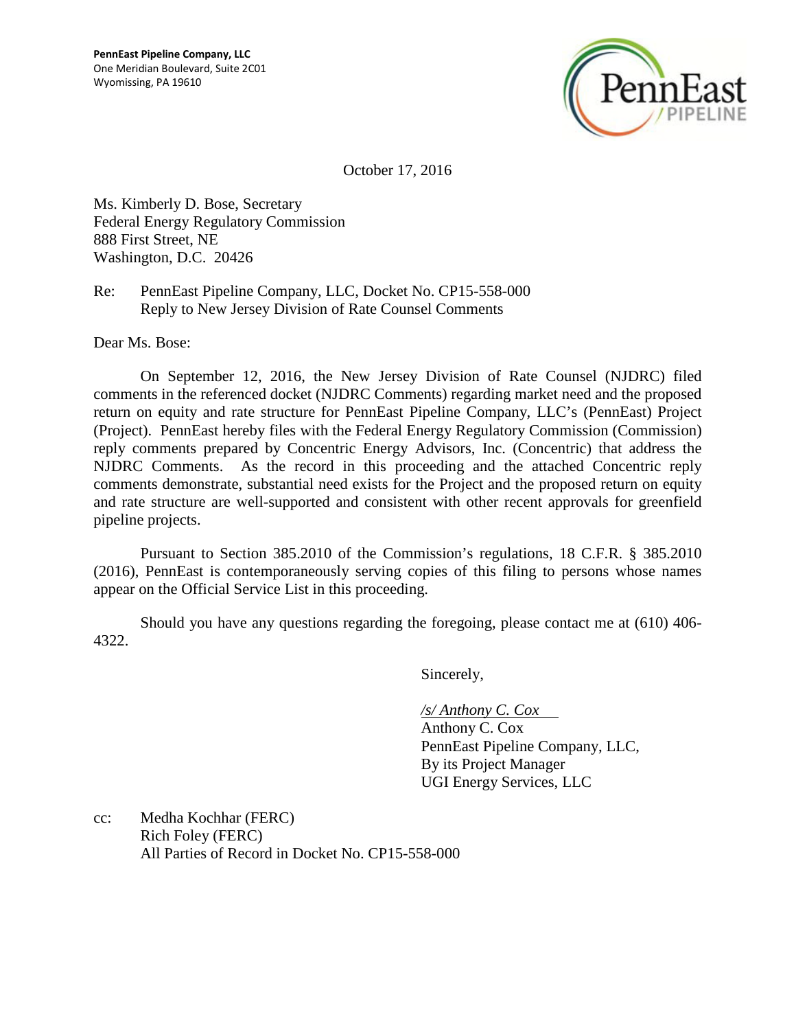**PennEast Pipeline Company, LLC**
One Meridian Boulevard, Suite 2C01
Wyomissing, PA 19610

October 17, 2016

Ms. Kimberly D. Bose, Secretary
Federal Energy Regulatory Commission
888 First Street, NE
Washington, D.C. 20426

Re: PennEast Pipeline Company, LLC, Docket No. CP15-558-000
Reply to New Jersey Division of Rate Counsel Comments

Dear Ms. Bose:

On September 12, 2016, the New Jersey Division of Rate Counsel (NJDRC) filed comments in the referenced docket (NJDRC Comments) regarding market need and the proposed return on equity and rate structure for PennEast Pipeline Company, LLC's (PennEast) Project (Project). PennEast hereby files with the Federal Energy Regulatory Commission (Commission) reply comments prepared by Concentric Energy Advisors, Inc. (Concentric) that address the NJDRC Comments. As the record in this proceeding and the attached Concentric reply comments demonstrate, substantial need exists for the Project and the proposed return on equity and rate structure are well-supported and consistent with other recent approvals for greenfield pipeline projects.

Pursuant to Section 385.2010 of the Commission's regulations, 18 C.F.R. § 385.2010 (2016), PennEast is contemporaneously serving copies of this filing to persons whose names appear on the Official Service List in this proceeding.

Should you have any questions regarding the foregoing, please contact me at (610) 406-4322.

Sincerely,

*/s/ Anthony C. Cox*
Anthony C. Cox
PennEast Pipeline Company, LLC,
By its Project Manager
UGI Energy Services, LLC

cc: Medha Kochhar (FERC)
Rich Foley (FERC)
All Parties of Record in Docket No. CP15-558-000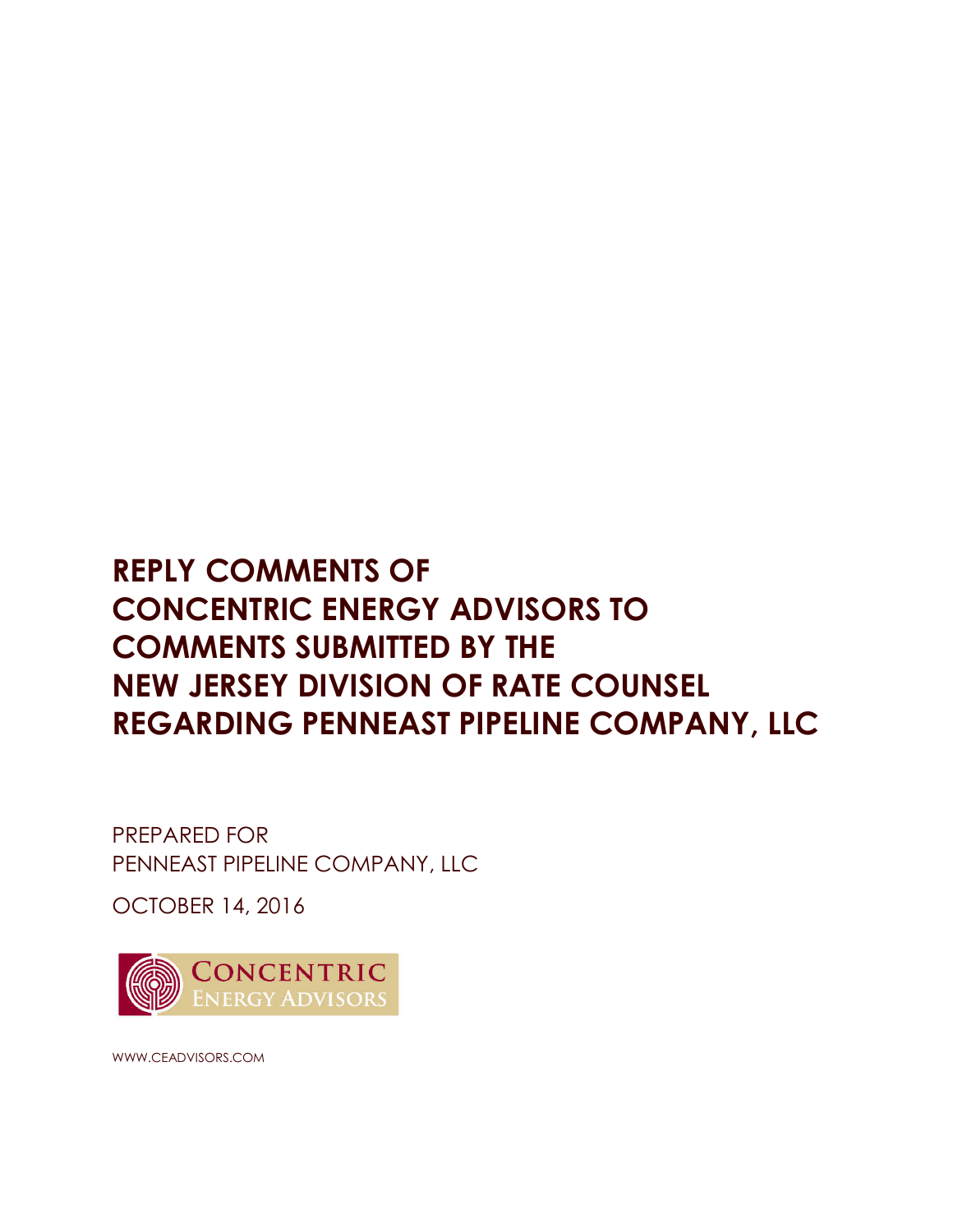# REPLY COMMENTS OF CONCENTRIC ENERGY ADVISORS TO COMMENTS SUBMITTED BY THE NEW JERSEY DIVISION OF RATE COUNSEL REGARDING PENNEAST PIPELINE COMPANY, LLC

PREPARED FOR
PENNEAST PIPELINE COMPANY, LLC

OCTOBER 14, 2016

CONCENTRIC
ENERGY ADVISORS

WWW.CEADVISORS.COM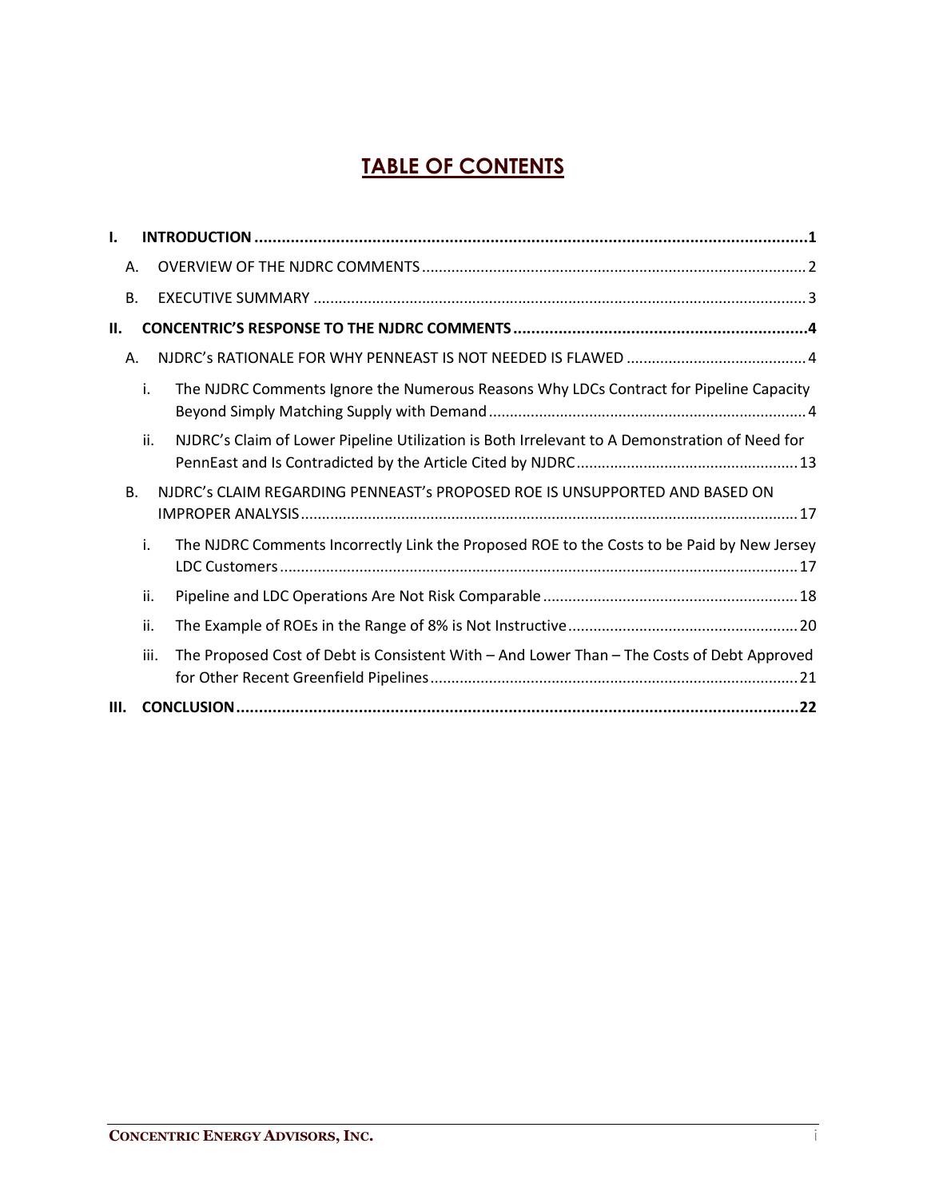# TABLE OF CONTENTS

**I. INTRODUCTION ..... 1**

A. OVERVIEW OF THE NJDRC COMMENTS ..... 2

B. EXECUTIVE SUMMARY ..... 3

**II. CONCENTRIC'S RESPONSE TO THE NJDRC COMMENTS ..... 4**

A. NJDRC's RATIONALE FOR WHY PENNEAST IS NOT NEEDED IS FLAWED ..... 4

i. The NJDRC Comments Ignore the Numerous Reasons Why LDCs Contract for Pipeline Capacity Beyond Simply Matching Supply with Demand ..... 4

ii. NJDRC's Claim of Lower Pipeline Utilization is Both Irrelevant to A Demonstration of Need for PennEast and Is Contradicted by the Article Cited by NJDRC ..... 13

B. NJDRC's CLAIM REGARDING PENNEAST's PROPOSED ROE IS UNSUPPORTED AND BASED ON IMPROPER ANALYSIS ..... 17

i. The NJDRC Comments Incorrectly Link the Proposed ROE to the Costs to be Paid by New Jersey LDC Customers ..... 17

ii. Pipeline and LDC Operations Are Not Risk Comparable ..... 18

ii. The Example of ROEs in the Range of 8% is Not Instructive ..... 20

iii. The Proposed Cost of Debt is Consistent With – And Lower Than – The Costs of Debt Approved for Other Recent Greenfield Pipelines ..... 21

**III. CONCLUSION ..... 22**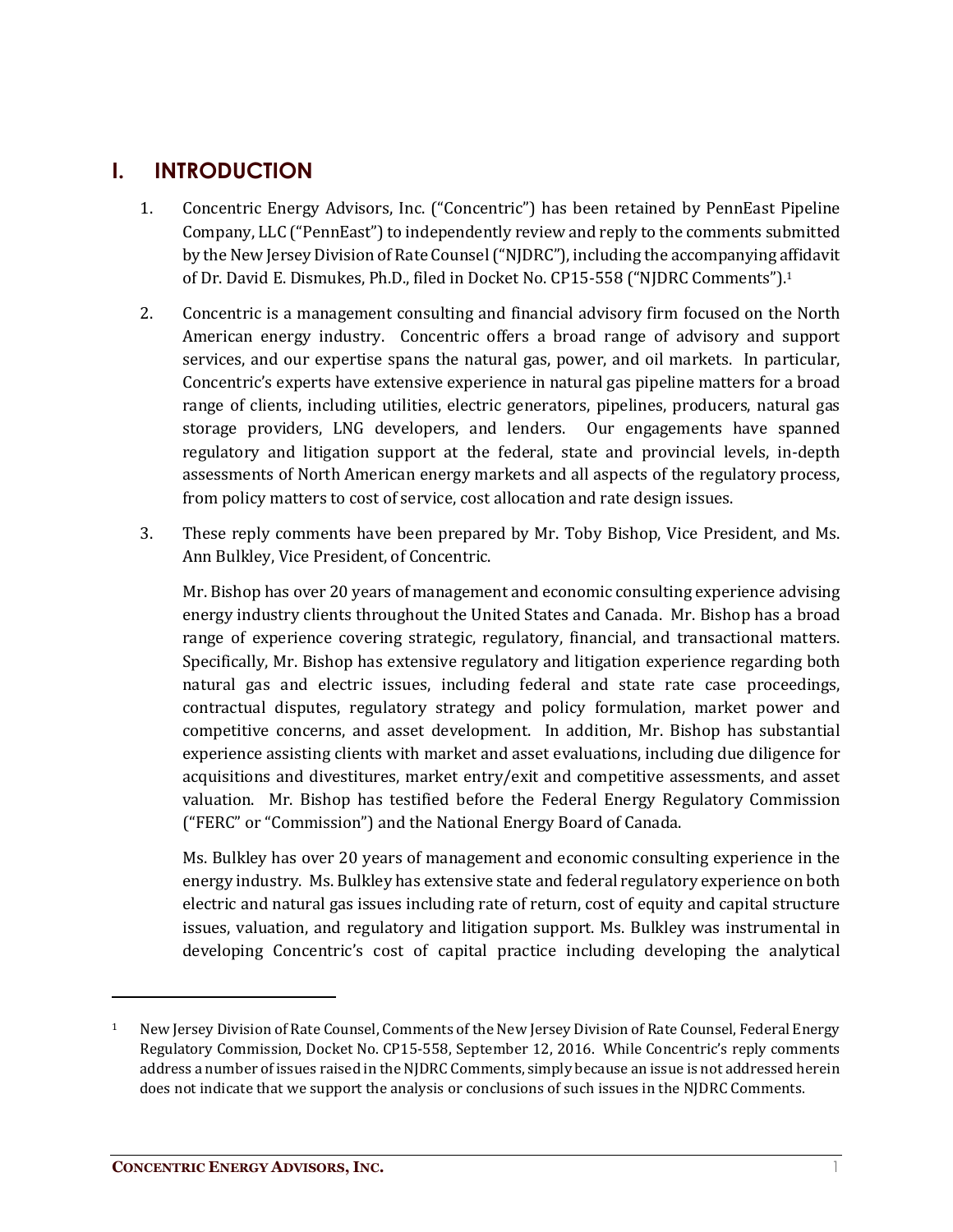# I. INTRODUCTION

1. Concentric Energy Advisors, Inc. ("Concentric") has been retained by PennEast Pipeline Company, LLC ("PennEast") to independently review and reply to the comments submitted by the New Jersey Division of Rate Counsel ("NJDRC"), including the accompanying affidavit of Dr. David E. Dismukes, Ph.D., filed in Docket No. CP15-558 ("NJDRC Comments").[1]

2. Concentric is a management consulting and financial advisory firm focused on the North American energy industry. Concentric offers a broad range of advisory and support services, and our expertise spans the natural gas, power, and oil markets. In particular, Concentric's experts have extensive experience in natural gas pipeline matters for a broad range of clients, including utilities, electric generators, pipelines, producers, natural gas storage providers, LNG developers, and lenders. Our engagements have spanned regulatory and litigation support at the federal, state and provincial levels, in-depth assessments of North American energy markets and all aspects of the regulatory process, from policy matters to cost of service, cost allocation and rate design issues.

3. These reply comments have been prepared by Mr. Toby Bishop, Vice President, and Ms. Ann Bulkley, Vice President, of Concentric.

   Mr. Bishop has over 20 years of management and economic consulting experience advising energy industry clients throughout the United States and Canada. Mr. Bishop has a broad range of experience covering strategic, regulatory, financial, and transactional matters. Specifically, Mr. Bishop has extensive regulatory and litigation experience regarding both natural gas and electric issues, including federal and state rate case proceedings, contractual disputes, regulatory strategy and policy formulation, market power and competitive concerns, and asset development. In addition, Mr. Bishop has substantial experience assisting clients with market and asset evaluations, including due diligence for acquisitions and divestitures, market entry/exit and competitive assessments, and asset valuation. Mr. Bishop has testified before the Federal Energy Regulatory Commission ("FERC" or "Commission") and the National Energy Board of Canada.

   Ms. Bulkley has over 20 years of management and economic consulting experience in the energy industry. Ms. Bulkley has extensive state and federal regulatory experience on both electric and natural gas issues including rate of return, cost of equity and capital structure issues, valuation, and regulatory and litigation support. Ms. Bulkley was instrumental in developing Concentric's cost of capital practice including developing the analytical

---

[1] New Jersey Division of Rate Counsel, Comments of the New Jersey Division of Rate Counsel, Federal Energy Regulatory Commission, Docket No. CP15-558, September 12, 2016. While Concentric's reply comments address a number of issues raised in the NJDRC Comments, simply because an issue is not addressed herein does not indicate that we support the analysis or conclusions of such issues in the NJDRC Comments.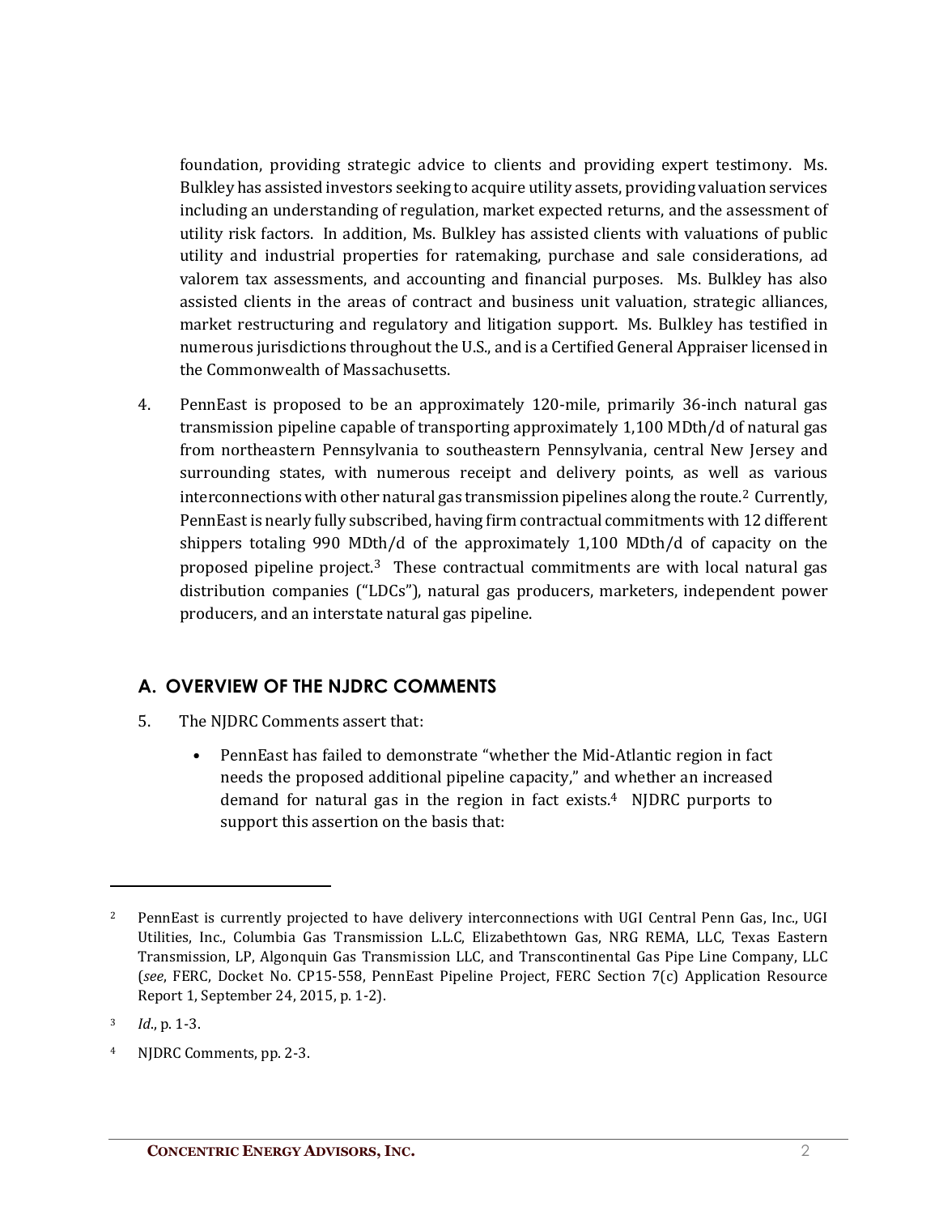foundation, providing strategic advice to clients and providing expert testimony. Ms. Bulkley has assisted investors seeking to acquire utility assets, providing valuation services including an understanding of regulation, market expected returns, and the assessment of utility risk factors. In addition, Ms. Bulkley has assisted clients with valuations of public utility and industrial properties for ratemaking, purchase and sale considerations, ad valorem tax assessments, and accounting and financial purposes. Ms. Bulkley has also assisted clients in the areas of contract and business unit valuation, strategic alliances, market restructuring and regulatory and litigation support. Ms. Bulkley has testified in numerous jurisdictions throughout the U.S., and is a Certified General Appraiser licensed in the Commonwealth of Massachusetts.

4. PennEast is proposed to be an approximately 120-mile, primarily 36-inch natural gas transmission pipeline capable of transporting approximately 1,100 MDth/d of natural gas from northeastern Pennsylvania to southeastern Pennsylvania, central New Jersey and surrounding states, with numerous receipt and delivery points, as well as various interconnections with other natural gas transmission pipelines along the route.[2] Currently, PennEast is nearly fully subscribed, having firm contractual commitments with 12 different shippers totaling 990 MDth/d of the approximately 1,100 MDth/d of capacity on the proposed pipeline project.[3] These contractual commitments are with local natural gas distribution companies ("LDCs"), natural gas producers, marketers, independent power producers, and an interstate natural gas pipeline.

## A. OVERVIEW OF THE NJDRC COMMENTS

5. The NJDRC Comments assert that:

- PennEast has failed to demonstrate "whether the Mid-Atlantic region in fact needs the proposed additional pipeline capacity," and whether an increased demand for natural gas in the region in fact exists.[4] NJDRC purports to support this assertion on the basis that:

---

[2] PennEast is currently projected to have delivery interconnections with UGI Central Penn Gas, Inc., UGI Utilities, Inc., Columbia Gas Transmission L.L.C, Elizabethtown Gas, NRG REMA, LLC, Texas Eastern Transmission, LP, Algonquin Gas Transmission LLC, and Transcontinental Gas Pipe Line Company, LLC (*see*, FERC, Docket No. CP15-558, PennEast Pipeline Project, FERC Section 7(c) Application Resource Report 1, September 24, 2015, p. 1-2).

[3] *Id*., p. 1-3.

[4] NJDRC Comments, pp. 2-3.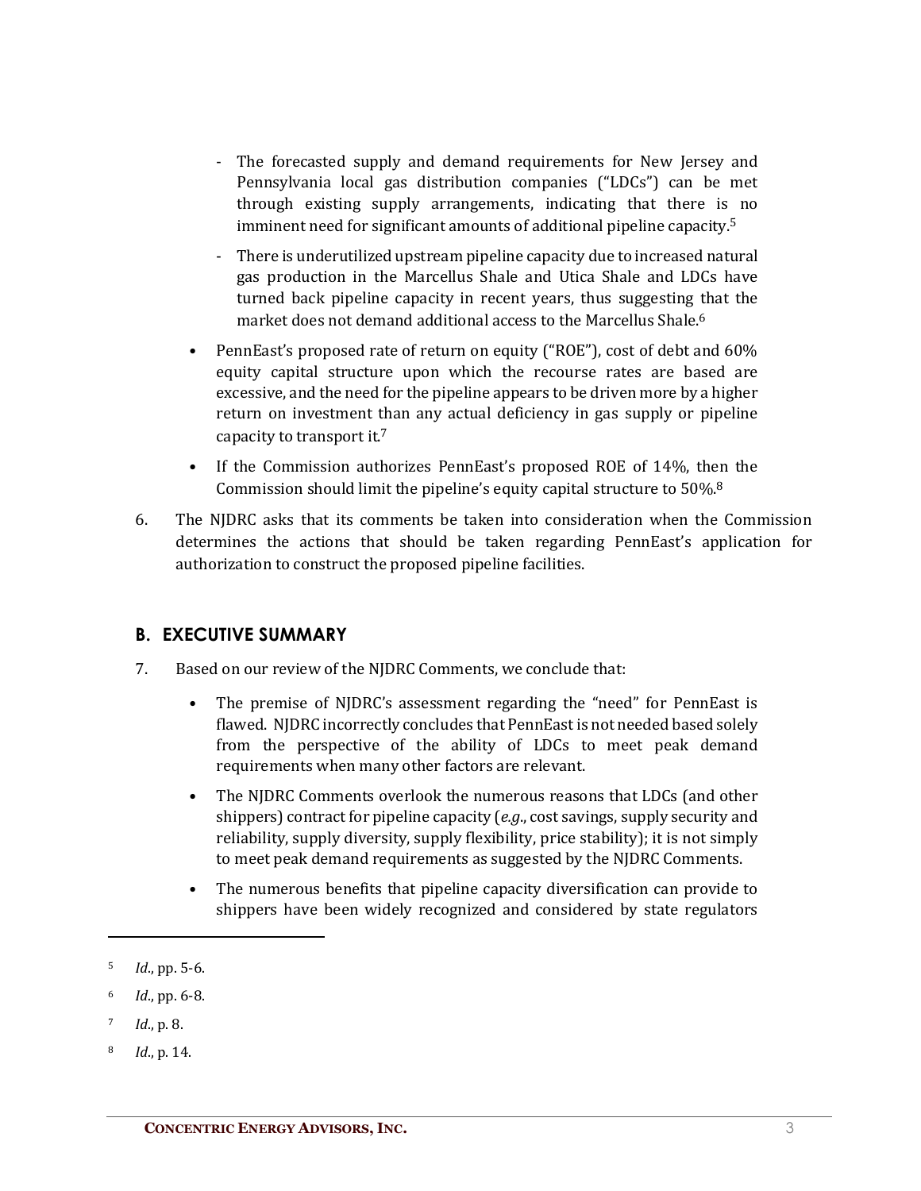- The forecasted supply and demand requirements for New Jersey and Pennsylvania local gas distribution companies ("LDCs") can be met through existing supply arrangements, indicating that there is no imminent need for significant amounts of additional pipeline capacity.[5]
  - There is underutilized upstream pipeline capacity due to increased natural gas production in the Marcellus Shale and Utica Shale and LDCs have turned back pipeline capacity in recent years, thus suggesting that the market does not demand additional access to the Marcellus Shale.[6]

- PennEast's proposed rate of return on equity ("ROE"), cost of debt and 60% equity capital structure upon which the recourse rates are based are excessive, and the need for the pipeline appears to be driven more by a higher return on investment than any actual deficiency in gas supply or pipeline capacity to transport it.[7]
- If the Commission authorizes PennEast's proposed ROE of 14%, then the Commission should limit the pipeline's equity capital structure to 50%.[8]

6. The NJDRC asks that its comments be taken into consideration when the Commission determines the actions that should be taken regarding PennEast's application for authorization to construct the proposed pipeline facilities.

## B. EXECUTIVE SUMMARY

7. Based on our review of the NJDRC Comments, we conclude that:

   - The premise of NJDRC's assessment regarding the "need" for PennEast is flawed. NJDRC incorrectly concludes that PennEast is not needed based solely from the perspective of the ability of LDCs to meet peak demand requirements when many other factors are relevant.
   - The NJDRC Comments overlook the numerous reasons that LDCs (and other shippers) contract for pipeline capacity (*e.g.*, cost savings, supply security and reliability, supply diversity, supply flexibility, price stability); it is not simply to meet peak demand requirements as suggested by the NJDRC Comments.
   - The numerous benefits that pipeline capacity diversification can provide to shippers have been widely recognized and considered by state regulators

---

[5] *Id.*, pp. 5-6.

[6] *Id.*, pp. 6-8.

[7] *Id.*, p. 8.

[8] *Id.*, p. 14.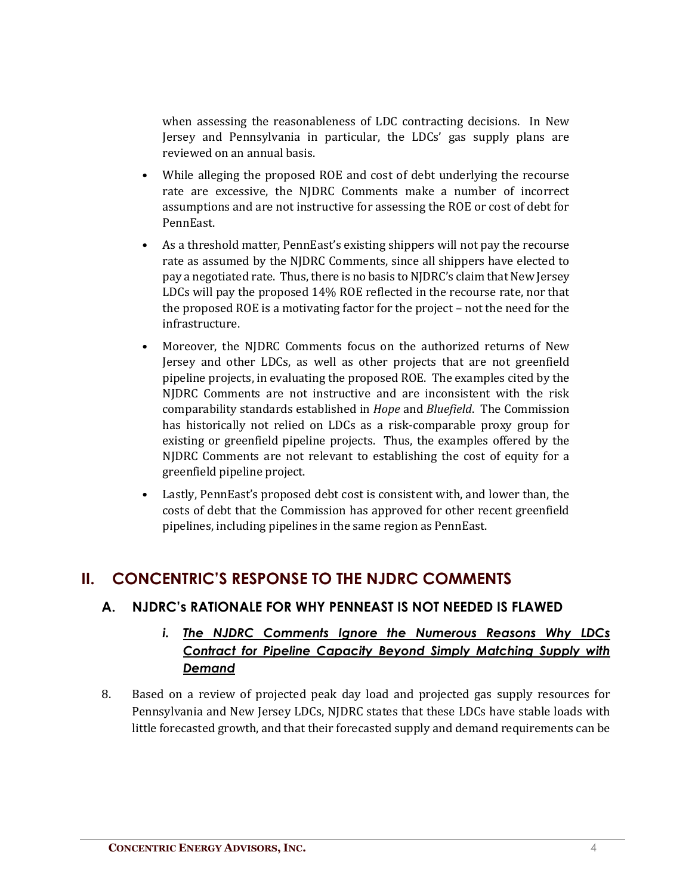when assessing the reasonableness of LDC contracting decisions. In New Jersey and Pennsylvania in particular, the LDCs' gas supply plans are reviewed on an annual basis.

- While alleging the proposed ROE and cost of debt underlying the recourse rate are excessive, the NJDRC Comments make a number of incorrect assumptions and are not instructive for assessing the ROE or cost of debt for PennEast.
- As a threshold matter, PennEast's existing shippers will not pay the recourse rate as assumed by the NJDRC Comments, since all shippers have elected to pay a negotiated rate. Thus, there is no basis to NJDRC's claim that New Jersey LDCs will pay the proposed 14% ROE reflected in the recourse rate, nor that the proposed ROE is a motivating factor for the project – not the need for the infrastructure.
- Moreover, the NJDRC Comments focus on the authorized returns of New Jersey and other LDCs, as well as other projects that are not greenfield pipeline projects, in evaluating the proposed ROE. The examples cited by the NJDRC Comments are not instructive and are inconsistent with the risk comparability standards established in *Hope* and *Bluefield*. The Commission has historically not relied on LDCs as a risk-comparable proxy group for existing or greenfield pipeline projects. Thus, the examples offered by the NJDRC Comments are not relevant to establishing the cost of equity for a greenfield pipeline project.
- Lastly, PennEast's proposed debt cost is consistent with, and lower than, the costs of debt that the Commission has approved for other recent greenfield pipelines, including pipelines in the same region as PennEast.

# II. CONCENTRIC'S RESPONSE TO THE NJDRC COMMENTS

## A. NJDRC's RATIONALE FOR WHY PENNEAST IS NOT NEEDED IS FLAWED

### *i. The NJDRC Comments Ignore the Numerous Reasons Why LDCs Contract for Pipeline Capacity Beyond Simply Matching Supply with Demand*

8. Based on a review of projected peak day load and projected gas supply resources for Pennsylvania and New Jersey LDCs, NJDRC states that these LDCs have stable loads with little forecasted growth, and that their forecasted supply and demand requirements can be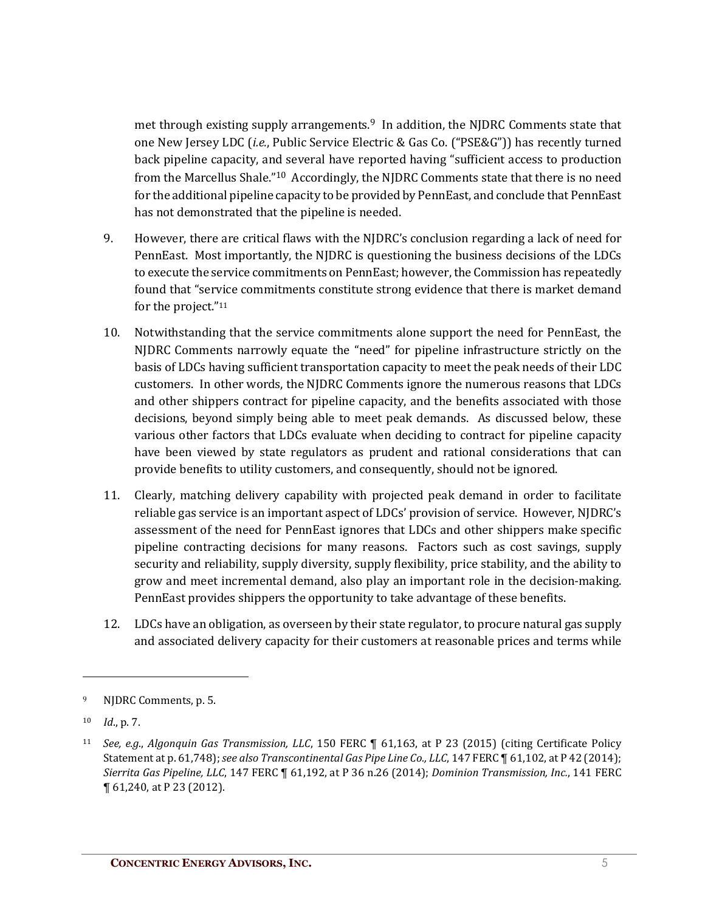met through existing supply arrangements.[9] In addition, the NJDRC Comments state that one New Jersey LDC (*i.e.*, Public Service Electric & Gas Co. ("PSE&G")) has recently turned back pipeline capacity, and several have reported having "sufficient access to production from the Marcellus Shale."[10] Accordingly, the NJDRC Comments state that there is no need for the additional pipeline capacity to be provided by PennEast, and conclude that PennEast has not demonstrated that the pipeline is needed.

9. However, there are critical flaws with the NJDRC's conclusion regarding a lack of need for PennEast. Most importantly, the NJDRC is questioning the business decisions of the LDCs to execute the service commitments on PennEast; however, the Commission has repeatedly found that "service commitments constitute strong evidence that there is market demand for the project."[11]

10. Notwithstanding that the service commitments alone support the need for PennEast, the NJDRC Comments narrowly equate the "need" for pipeline infrastructure strictly on the basis of LDCs having sufficient transportation capacity to meet the peak needs of their LDC customers. In other words, the NJDRC Comments ignore the numerous reasons that LDCs and other shippers contract for pipeline capacity, and the benefits associated with those decisions, beyond simply being able to meet peak demands. As discussed below, these various other factors that LDCs evaluate when deciding to contract for pipeline capacity have been viewed by state regulators as prudent and rational considerations that can provide benefits to utility customers, and consequently, should not be ignored.

11. Clearly, matching delivery capability with projected peak demand in order to facilitate reliable gas service is an important aspect of LDCs' provision of service. However, NJDRC's assessment of the need for PennEast ignores that LDCs and other shippers make specific pipeline contracting decisions for many reasons. Factors such as cost savings, supply security and reliability, supply diversity, supply flexibility, price stability, and the ability to grow and meet incremental demand, also play an important role in the decision-making. PennEast provides shippers the opportunity to take advantage of these benefits.

12. LDCs have an obligation, as overseen by their state regulator, to procure natural gas supply and associated delivery capacity for their customers at reasonable prices and terms while

---

[9] NJDRC Comments, p. 5.

[10] *Id.*, p. 7.

[11] *See, e.g.*, *Algonquin Gas Transmission, LLC*, 150 FERC ¶ 61,163, at P 23 (2015) (citing Certificate Policy Statement at p. 61,748); *see also Transcontinental Gas Pipe Line Co., LLC*, 147 FERC ¶ 61,102, at P 42 (2014); *Sierrita Gas Pipeline, LLC*, 147 FERC ¶ 61,192, at P 36 n.26 (2014); *Dominion Transmission, Inc.*, 141 FERC ¶ 61,240, at P 23 (2012).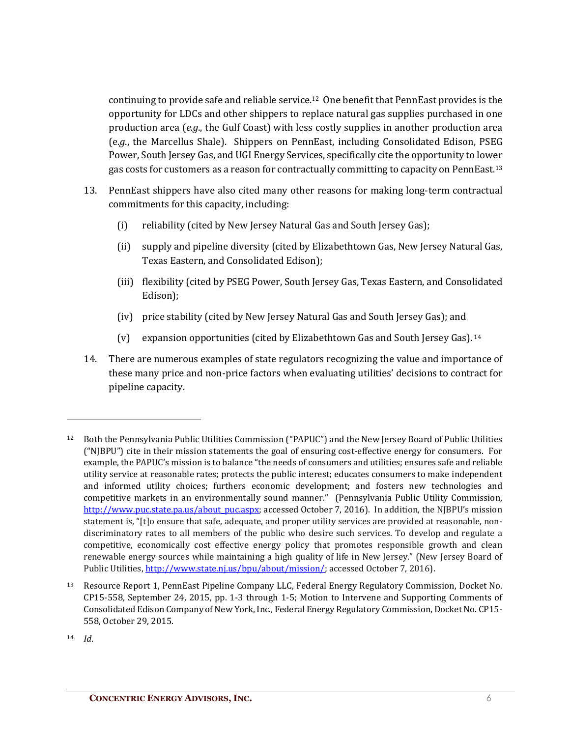continuing to provide safe and reliable service.[12] One benefit that PennEast provides is the opportunity for LDCs and other shippers to replace natural gas supplies purchased in one production area (*e.g.*, the Gulf Coast) with less costly supplies in another production area (*e.g.*, the Marcellus Shale). Shippers on PennEast, including Consolidated Edison, PSEG Power, South Jersey Gas, and UGI Energy Services, specifically cite the opportunity to lower gas costs for customers as a reason for contractually committing to capacity on PennEast.[13]

13. PennEast shippers have also cited many other reasons for making long-term contractual commitments for this capacity, including:

    (i) reliability (cited by New Jersey Natural Gas and South Jersey Gas);

    (ii) supply and pipeline diversity (cited by Elizabethtown Gas, New Jersey Natural Gas, Texas Eastern, and Consolidated Edison);

    (iii) flexibility (cited by PSEG Power, South Jersey Gas, Texas Eastern, and Consolidated Edison);

    (iv) price stability (cited by New Jersey Natural Gas and South Jersey Gas); and

    (v) expansion opportunities (cited by Elizabethtown Gas and South Jersey Gas).[14]

14. There are numerous examples of state regulators recognizing the value and importance of these many price and non-price factors when evaluating utilities' decisions to contract for pipeline capacity.

---

[12] Both the Pennsylvania Public Utilities Commission ("PAPUC") and the New Jersey Board of Public Utilities ("NJBPU") cite in their mission statements the goal of ensuring cost-effective energy for consumers. For example, the PAPUC's mission is to balance "the needs of consumers and utilities; ensures safe and reliable utility service at reasonable rates; protects the public interest; educates consumers to make independent and informed utility choices; furthers economic development; and fosters new technologies and competitive markets in an environmentally sound manner." (Pennsylvania Public Utility Commission, http://www.puc.state.pa.us/about_puc.aspx; accessed October 7, 2016). In addition, the NJBPU's mission statement is, "[t]o ensure that safe, adequate, and proper utility services are provided at reasonable, non-discriminatory rates to all members of the public who desire such services. To develop and regulate a competitive, economically cost effective energy policy that promotes responsible growth and clean renewable energy sources while maintaining a high quality of life in New Jersey." (New Jersey Board of Public Utilities, http://www.state.nj.us/bpu/about/mission/; accessed October 7, 2016).

[13] Resource Report 1, PennEast Pipeline Company LLC, Federal Energy Regulatory Commission, Docket No. CP15-558, September 24, 2015, pp. 1-3 through 1-5; Motion to Intervene and Supporting Comments of Consolidated Edison Company of New York, Inc., Federal Energy Regulatory Commission, Docket No. CP15-558, October 29, 2015.

[14] *Id*.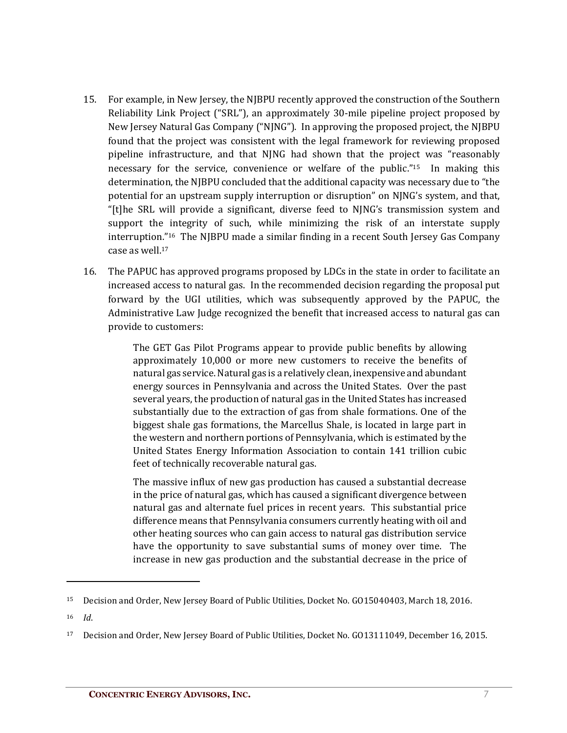15. For example, in New Jersey, the NJBPU recently approved the construction of the Southern Reliability Link Project ("SRL"), an approximately 30-mile pipeline project proposed by New Jersey Natural Gas Company ("NJNG"). In approving the proposed project, the NJBPU found that the project was consistent with the legal framework for reviewing proposed pipeline infrastructure, and that NJNG had shown that the project was "reasonably necessary for the service, convenience or welfare of the public."[15] In making this determination, the NJBPU concluded that the additional capacity was necessary due to "the potential for an upstream supply interruption or disruption" on NJNG's system, and that, "[t]he SRL will provide a significant, diverse feed to NJNG's transmission system and support the integrity of such, while minimizing the risk of an interstate supply interruption."[16] The NJBPU made a similar finding in a recent South Jersey Gas Company case as well.[17]

16. The PAPUC has approved programs proposed by LDCs in the state in order to facilitate an increased access to natural gas. In the recommended decision regarding the proposal put forward by the UGI utilities, which was subsequently approved by the PAPUC, the Administrative Law Judge recognized the benefit that increased access to natural gas can provide to customers:

> The GET Gas Pilot Programs appear to provide public benefits by allowing approximately 10,000 or more new customers to receive the benefits of natural gas service. Natural gas is a relatively clean, inexpensive and abundant energy sources in Pennsylvania and across the United States. Over the past several years, the production of natural gas in the United States has increased substantially due to the extraction of gas from shale formations. One of the biggest shale gas formations, the Marcellus Shale, is located in large part in the western and northern portions of Pennsylvania, which is estimated by the United States Energy Information Association to contain 141 trillion cubic feet of technically recoverable natural gas.
>
> The massive influx of new gas production has caused a substantial decrease in the price of natural gas, which has caused a significant divergence between natural gas and alternate fuel prices in recent years. This substantial price difference means that Pennsylvania consumers currently heating with oil and other heating sources who can gain access to natural gas distribution service have the opportunity to save substantial sums of money over time. The increase in new gas production and the substantial decrease in the price of

---

[15] Decision and Order, New Jersey Board of Public Utilities, Docket No. GO15040403, March 18, 2016.

[16] *Id*.

[17] Decision and Order, New Jersey Board of Public Utilities, Docket No. GO13111049, December 16, 2015.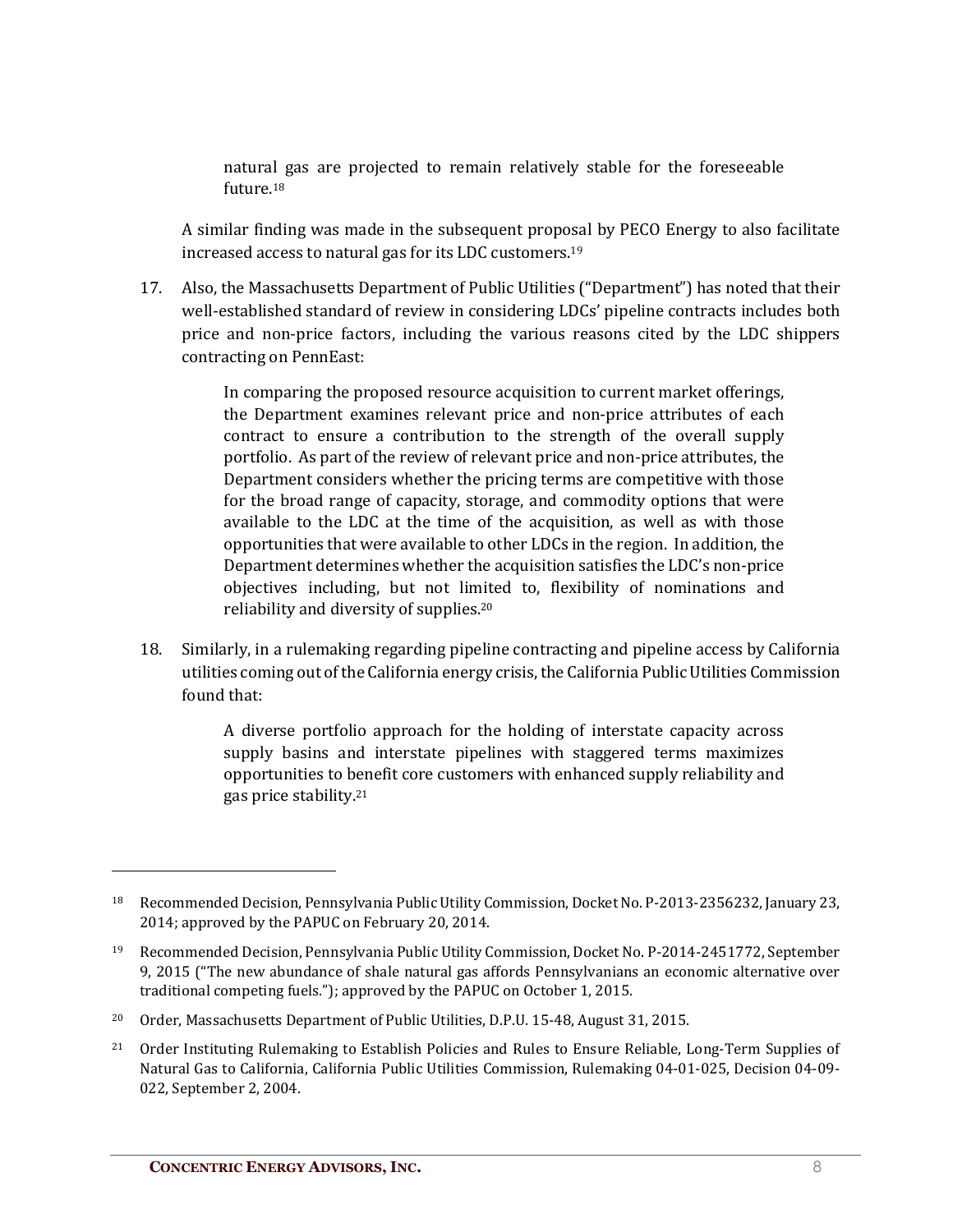> natural gas are projected to remain relatively stable for the foreseeable future.[18]

A similar finding was made in the subsequent proposal by PECO Energy to also facilitate increased access to natural gas for its LDC customers.[19]

17. Also, the Massachusetts Department of Public Utilities ("Department") has noted that their well-established standard of review in considering LDCs' pipeline contracts includes both price and non-price factors, including the various reasons cited by the LDC shippers contracting on PennEast:

> In comparing the proposed resource acquisition to current market offerings, the Department examines relevant price and non-price attributes of each contract to ensure a contribution to the strength of the overall supply portfolio. As part of the review of relevant price and non-price attributes, the Department considers whether the pricing terms are competitive with those for the broad range of capacity, storage, and commodity options that were available to the LDC at the time of the acquisition, as well as with those opportunities that were available to other LDCs in the region. In addition, the Department determines whether the acquisition satisfies the LDC's non-price objectives including, but not limited to, flexibility of nominations and reliability and diversity of supplies.[20]

18. Similarly, in a rulemaking regarding pipeline contracting and pipeline access by California utilities coming out of the California energy crisis, the California Public Utilities Commission found that:

> A diverse portfolio approach for the holding of interstate capacity across supply basins and interstate pipelines with staggered terms maximizes opportunities to benefit core customers with enhanced supply reliability and gas price stability.[21]

---

[18] Recommended Decision, Pennsylvania Public Utility Commission, Docket No. P-2013-2356232, January 23, 2014; approved by the PAPUC on February 20, 2014.

[19] Recommended Decision, Pennsylvania Public Utility Commission, Docket No. P-2014-2451772, September 9, 2015 ("The new abundance of shale natural gas affords Pennsylvanians an economic alternative over traditional competing fuels."); approved by the PAPUC on October 1, 2015.

[20] Order, Massachusetts Department of Public Utilities, D.P.U. 15-48, August 31, 2015.

[21] Order Instituting Rulemaking to Establish Policies and Rules to Ensure Reliable, Long-Term Supplies of Natural Gas to California, California Public Utilities Commission, Rulemaking 04-01-025, Decision 04-09-022, September 2, 2004.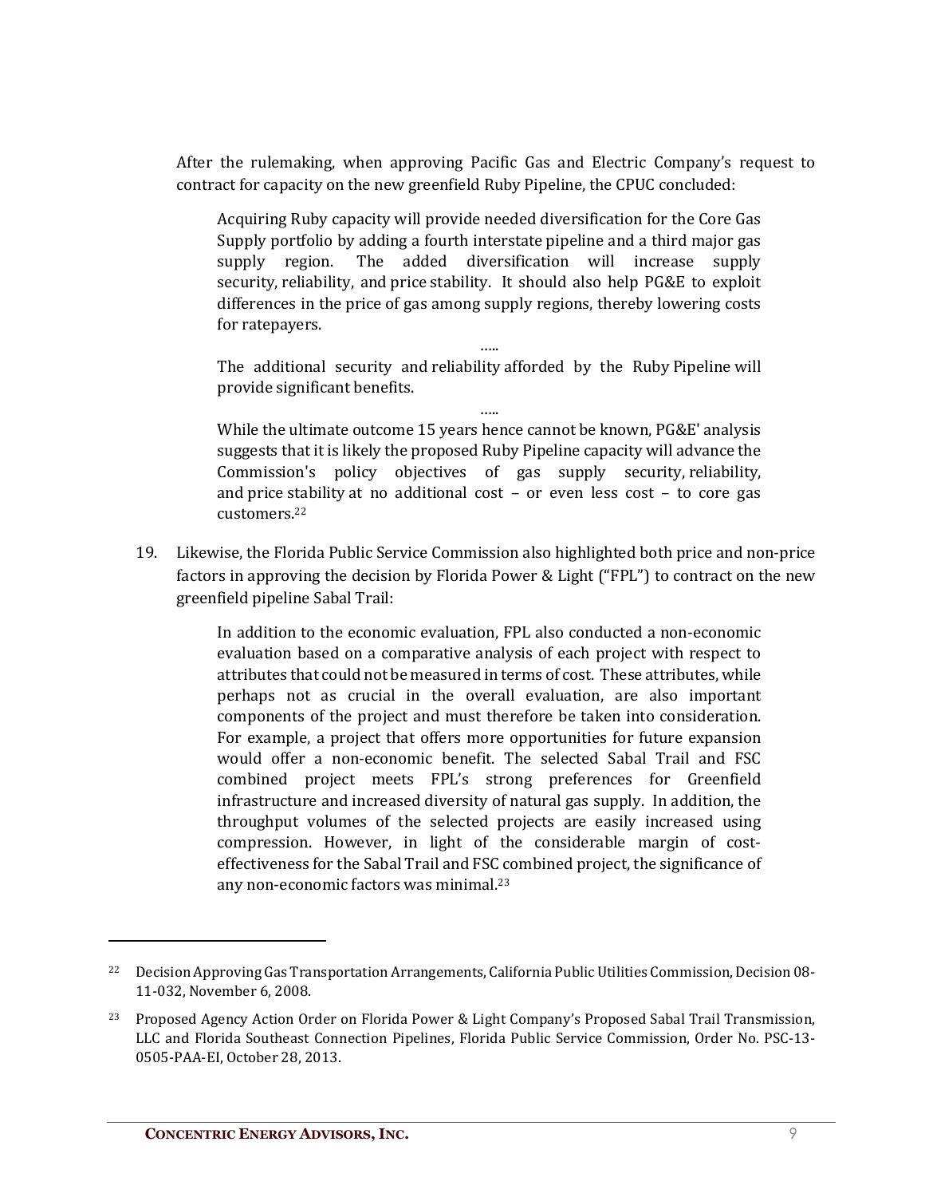After the rulemaking, when approving Pacific Gas and Electric Company's request to contract for capacity on the new greenfield Ruby Pipeline, the CPUC concluded:

> Acquiring Ruby capacity will provide needed diversification for the Core Gas Supply portfolio by adding a fourth interstate pipeline and a third major gas supply region. The added diversification will increase supply security, reliability, and price stability. It should also help PG&E to exploit differences in the price of gas among supply regions, thereby lowering costs for ratepayers.
>
> …..
>
> The additional security and reliability afforded by the Ruby Pipeline will provide significant benefits.
>
> …..
>
> While the ultimate outcome 15 years hence cannot be known, PG&E' analysis suggests that it is likely the proposed Ruby Pipeline capacity will advance the Commission's policy objectives of gas supply security, reliability, and price stability at no additional cost – or even less cost – to core gas customers.[22]

19. Likewise, the Florida Public Service Commission also highlighted both price and non-price factors in approving the decision by Florida Power & Light ("FPL") to contract on the new greenfield pipeline Sabal Trail:

> In addition to the economic evaluation, FPL also conducted a non-economic evaluation based on a comparative analysis of each project with respect to attributes that could not be measured in terms of cost. These attributes, while perhaps not as crucial in the overall evaluation, are also important components of the project and must therefore be taken into consideration. For example, a project that offers more opportunities for future expansion would offer a non-economic benefit. The selected Sabal Trail and FSC combined project meets FPL's strong preferences for Greenfield infrastructure and increased diversity of natural gas supply. In addition, the throughput volumes of the selected projects are easily increased using compression. However, in light of the considerable margin of cost-effectiveness for the Sabal Trail and FSC combined project, the significance of any non-economic factors was minimal.[23]

---

[22] Decision Approving Gas Transportation Arrangements, California Public Utilities Commission, Decision 08-11-032, November 6, 2008.

[23] Proposed Agency Action Order on Florida Power & Light Company's Proposed Sabal Trail Transmission, LLC and Florida Southeast Connection Pipelines, Florida Public Service Commission, Order No. PSC-13-0505-PAA-EI, October 28, 2013.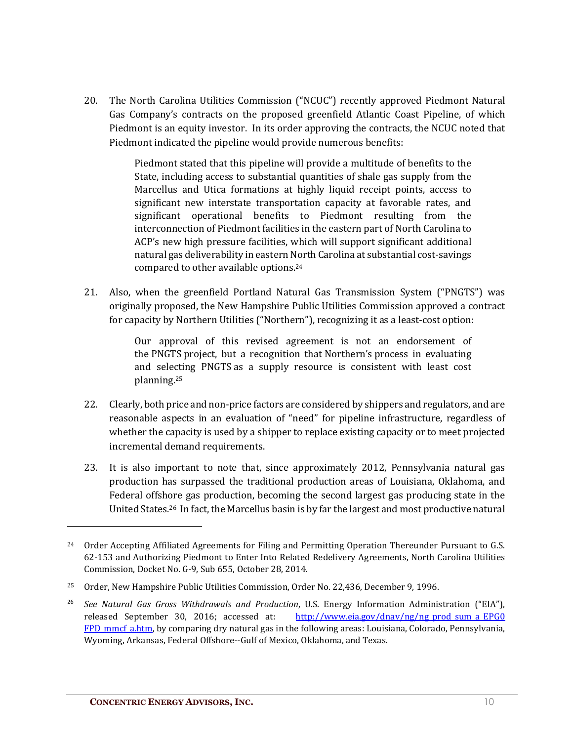20. The North Carolina Utilities Commission ("NCUC") recently approved Piedmont Natural Gas Company's contracts on the proposed greenfield Atlantic Coast Pipeline, of which Piedmont is an equity investor. In its order approving the contracts, the NCUC noted that Piedmont indicated the pipeline would provide numerous benefits:

> Piedmont stated that this pipeline will provide a multitude of benefits to the State, including access to substantial quantities of shale gas supply from the Marcellus and Utica formations at highly liquid receipt points, access to significant new interstate transportation capacity at favorable rates, and significant operational benefits to Piedmont resulting from the interconnection of Piedmont facilities in the eastern part of North Carolina to ACP's new high pressure facilities, which will support significant additional natural gas deliverability in eastern North Carolina at substantial cost-savings compared to other available options.[24]

21. Also, when the greenfield Portland Natural Gas Transmission System ("PNGTS") was originally proposed, the New Hampshire Public Utilities Commission approved a contract for capacity by Northern Utilities ("Northern"), recognizing it as a least-cost option:

> Our approval of this revised agreement is not an endorsement of the PNGTS project, but a recognition that Northern's process in evaluating and selecting PNGTS as a supply resource is consistent with least cost planning.[25]

22. Clearly, both price and non-price factors are considered by shippers and regulators, and are reasonable aspects in an evaluation of "need" for pipeline infrastructure, regardless of whether the capacity is used by a shipper to replace existing capacity or to meet projected incremental demand requirements.

23. It is also important to note that, since approximately 2012, Pennsylvania natural gas production has surpassed the traditional production areas of Louisiana, Oklahoma, and Federal offshore gas production, becoming the second largest gas producing state in the United States.[26] In fact, the Marcellus basin is by far the largest and most productive natural

---

[24] Order Accepting Affiliated Agreements for Filing and Permitting Operation Thereunder Pursuant to G.S. 62-153 and Authorizing Piedmont to Enter Into Related Redelivery Agreements, North Carolina Utilities Commission, Docket No. G-9, Sub 655, October 28, 2014.

[25] Order, New Hampshire Public Utilities Commission, Order No. 22,436, December 9, 1996.

[26] *See Natural Gas Gross Withdrawals and Production*, U.S. Energy Information Administration ("EIA"), released September 30, 2016; accessed at: http://www.eia.gov/dnav/ng/ng_prod_sum_a_EPG0_FPD_mmcf_a.htm, by comparing dry natural gas in the following areas: Louisiana, Colorado, Pennsylvania, Wyoming, Arkansas, Federal Offshore--Gulf of Mexico, Oklahoma, and Texas.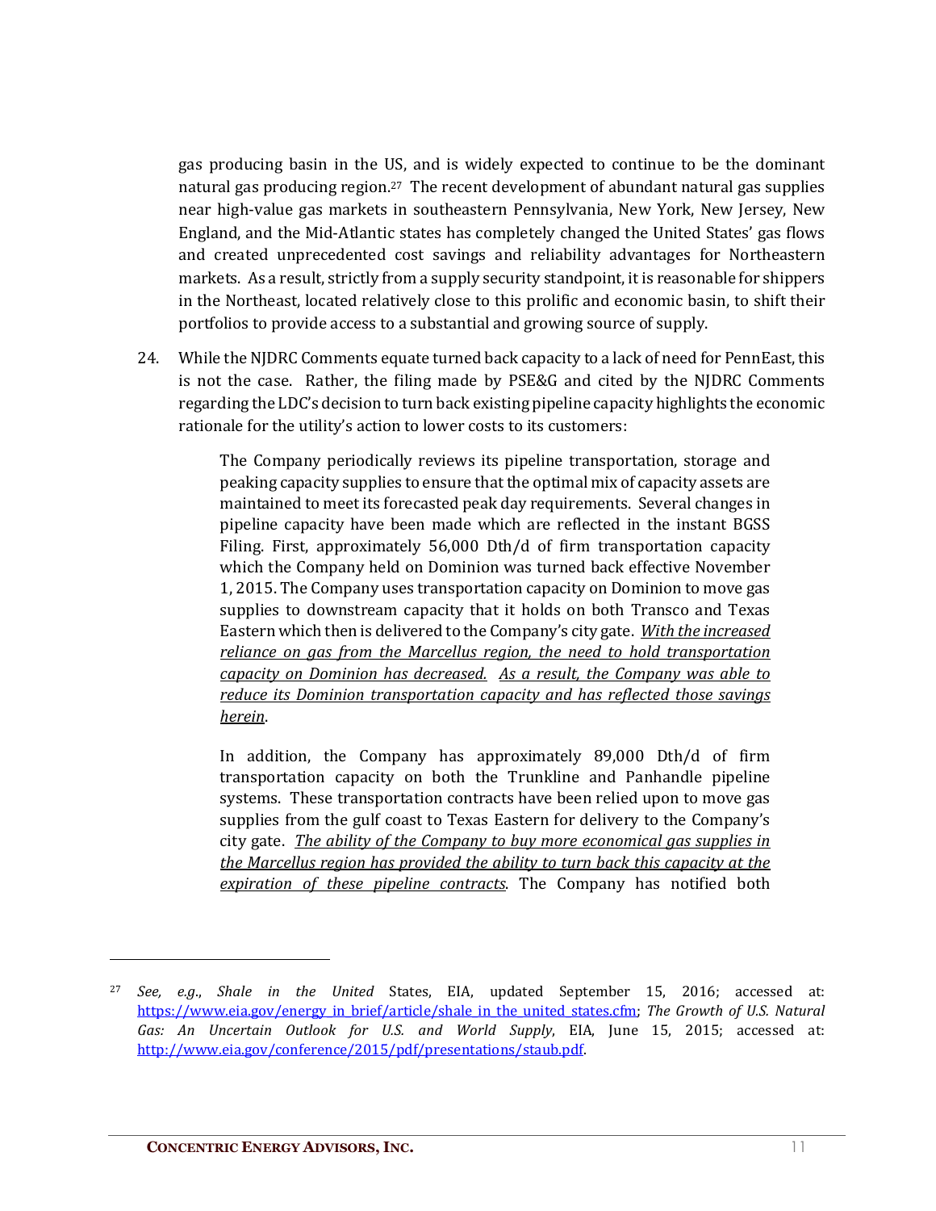gas producing basin in the US, and is widely expected to continue to be the dominant natural gas producing region.[27] The recent development of abundant natural gas supplies near high-value gas markets in southeastern Pennsylvania, New York, New Jersey, New England, and the Mid-Atlantic states has completely changed the United States' gas flows and created unprecedented cost savings and reliability advantages for Northeastern markets. As a result, strictly from a supply security standpoint, it is reasonable for shippers in the Northeast, located relatively close to this prolific and economic basin, to shift their portfolios to provide access to a substantial and growing source of supply.

24. While the NJDRC Comments equate turned back capacity to a lack of need for PennEast, this is not the case. Rather, the filing made by PSE&G and cited by the NJDRC Comments regarding the LDC's decision to turn back existing pipeline capacity highlights the economic rationale for the utility's action to lower costs to its customers:

> The Company periodically reviews its pipeline transportation, storage and peaking capacity supplies to ensure that the optimal mix of capacity assets are maintained to meet its forecasted peak day requirements. Several changes in pipeline capacity have been made which are reflected in the instant BGSS Filing. First, approximately 56,000 Dth/d of firm transportation capacity which the Company held on Dominion was turned back effective November 1, 2015. The Company uses transportation capacity on Dominion to move gas supplies to downstream capacity that it holds on both Transco and Texas Eastern which then is delivered to the Company's city gate. <u>*With the increased reliance on gas from the Marcellus region, the need to hold transportation capacity on Dominion has decreased. As a result, the Company was able to reduce its Dominion transportation capacity and has reflected those savings herein*</u>.
>
> In addition, the Company has approximately 89,000 Dth/d of firm transportation capacity on both the Trunkline and Panhandle pipeline systems. These transportation contracts have been relied upon to move gas supplies from the gulf coast to Texas Eastern for delivery to the Company's city gate. <u>*The ability of the Company to buy more economical gas supplies in the Marcellus region has provided the ability to turn back this capacity at the expiration of these pipeline contracts*</u>. The Company has notified both

---

[27] *See, e.g.*, *Shale in the United* States, EIA, updated September 15, 2016; accessed at: https://www.eia.gov/energy_in_brief/article/shale_in_the_united_states.cfm; *The Growth of U.S. Natural Gas: An Uncertain Outlook for U.S. and World Supply*, EIA, June 15, 2015; accessed at: http://www.eia.gov/conference/2015/pdf/presentations/staub.pdf.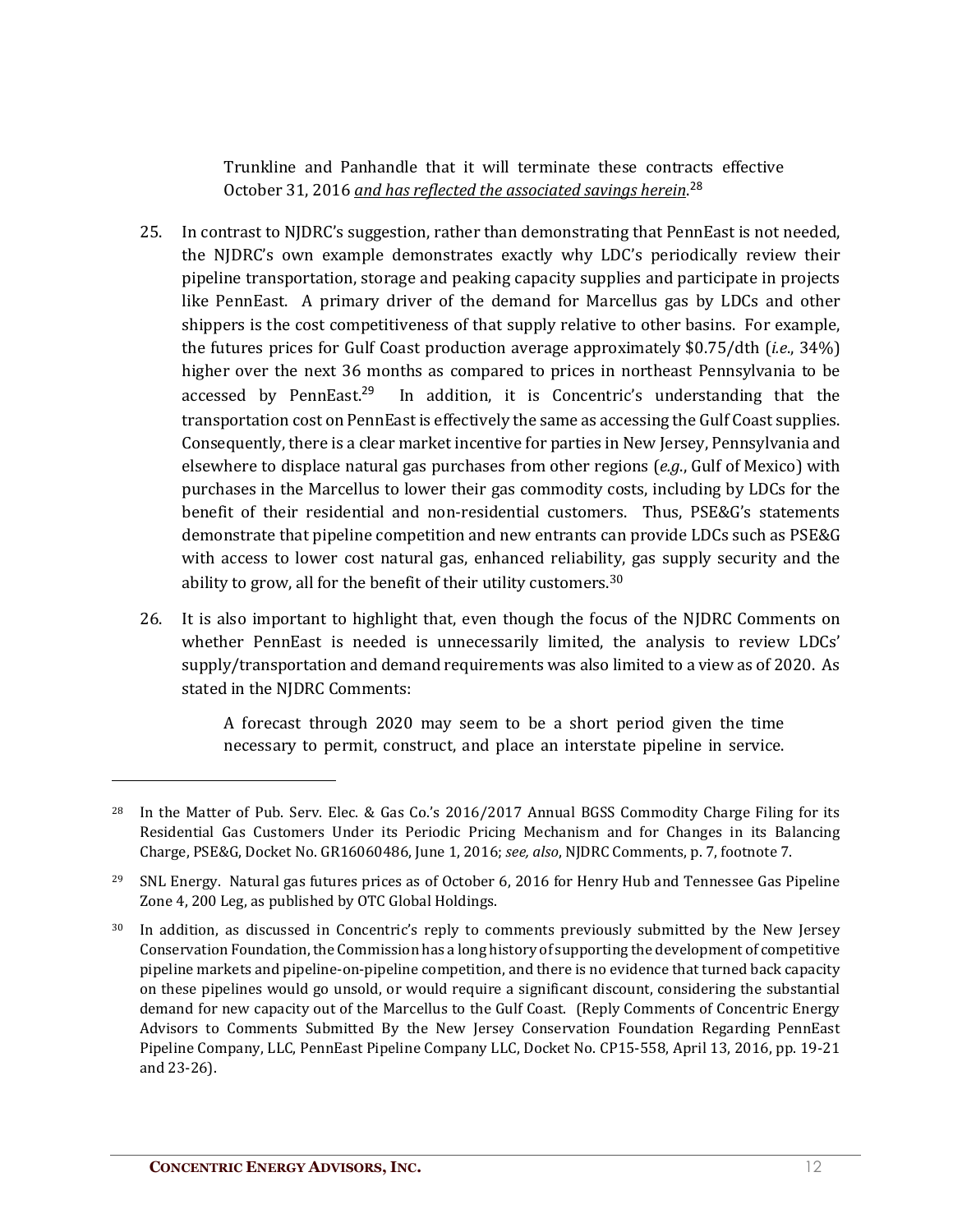> Trunkline and Panhandle that it will terminate these contracts effective October 31, 2016 *and has reflected the associated savings herein*.[28]

25. In contrast to NJDRC's suggestion, rather than demonstrating that PennEast is not needed, the NJDRC's own example demonstrates exactly why LDC's periodically review their pipeline transportation, storage and peaking capacity supplies and participate in projects like PennEast. A primary driver of the demand for Marcellus gas by LDCs and other shippers is the cost competitiveness of that supply relative to other basins. For example, the futures prices for Gulf Coast production average approximately $0.75/dth (*i.e.*, 34%) higher over the next 36 months as compared to prices in northeast Pennsylvania to be accessed by PennEast.[29] In addition, it is Concentric's understanding that the transportation cost on PennEast is effectively the same as accessing the Gulf Coast supplies. Consequently, there is a clear market incentive for parties in New Jersey, Pennsylvania and elsewhere to displace natural gas purchases from other regions (*e.g.*, Gulf of Mexico) with purchases in the Marcellus to lower their gas commodity costs, including by LDCs for the benefit of their residential and non-residential customers. Thus, PSE&G's statements demonstrate that pipeline competition and new entrants can provide LDCs such as PSE&G with access to lower cost natural gas, enhanced reliability, gas supply security and the ability to grow, all for the benefit of their utility customers.[30]

26. It is also important to highlight that, even though the focus of the NJDRC Comments on whether PennEast is needed is unnecessarily limited, the analysis to review LDCs' supply/transportation and demand requirements was also limited to a view as of 2020. As stated in the NJDRC Comments:

> A forecast through 2020 may seem to be a short period given the time necessary to permit, construct, and place an interstate pipeline in service.

---

[28] In the Matter of Pub. Serv. Elec. & Gas Co.'s 2016/2017 Annual BGSS Commodity Charge Filing for its Residential Gas Customers Under its Periodic Pricing Mechanism and for Changes in its Balancing Charge, PSE&G, Docket No. GR16060486, June 1, 2016; *see, also*, NJDRC Comments, p. 7, footnote 7.

[29] SNL Energy. Natural gas futures prices as of October 6, 2016 for Henry Hub and Tennessee Gas Pipeline Zone 4, 200 Leg, as published by OTC Global Holdings.

[30] In addition, as discussed in Concentric's reply to comments previously submitted by the New Jersey Conservation Foundation, the Commission has a long history of supporting the development of competitive pipeline markets and pipeline-on-pipeline competition, and there is no evidence that turned back capacity on these pipelines would go unsold, or would require a significant discount, considering the substantial demand for new capacity out of the Marcellus to the Gulf Coast. (Reply Comments of Concentric Energy Advisors to Comments Submitted By the New Jersey Conservation Foundation Regarding PennEast Pipeline Company, LLC, PennEast Pipeline Company LLC, Docket No. CP15-558, April 13, 2016, pp. 19-21 and 23-26).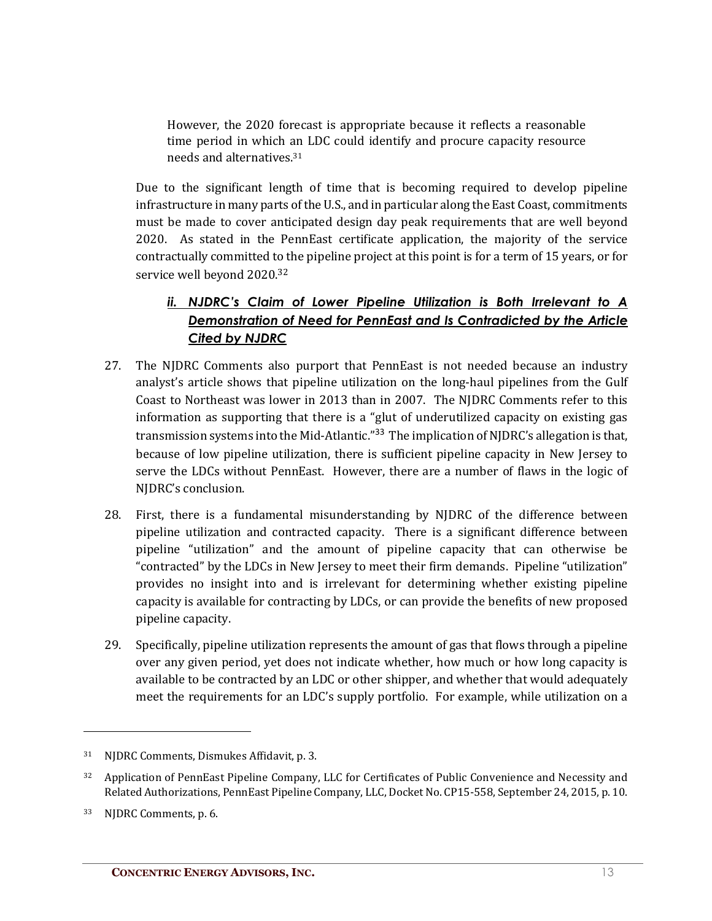> However, the 2020 forecast is appropriate because it reflects a reasonable time period in which an LDC could identify and procure capacity resource needs and alternatives.[31]

Due to the significant length of time that is becoming required to develop pipeline infrastructure in many parts of the U.S., and in particular along the East Coast, commitments must be made to cover anticipated design day peak requirements that are well beyond 2020. As stated in the PennEast certificate application, the majority of the service contractually committed to the pipeline project at this point is for a term of 15 years, or for service well beyond 2020.[32]

### *ii. NJDRC's Claim of Lower Pipeline Utilization is Both Irrelevant to A Demonstration of Need for PennEast and Is Contradicted by the Article Cited by NJDRC*

27. The NJDRC Comments also purport that PennEast is not needed because an industry analyst's article shows that pipeline utilization on the long-haul pipelines from the Gulf Coast to Northeast was lower in 2013 than in 2007. The NJDRC Comments refer to this information as supporting that there is a "glut of underutilized capacity on existing gas transmission systems into the Mid-Atlantic."[33] The implication of NJDRC's allegation is that, because of low pipeline utilization, there is sufficient pipeline capacity in New Jersey to serve the LDCs without PennEast. However, there are a number of flaws in the logic of NJDRC's conclusion.

28. First, there is a fundamental misunderstanding by NJDRC of the difference between pipeline utilization and contracted capacity. There is a significant difference between pipeline "utilization" and the amount of pipeline capacity that can otherwise be "contracted" by the LDCs in New Jersey to meet their firm demands. Pipeline "utilization" provides no insight into and is irrelevant for determining whether existing pipeline capacity is available for contracting by LDCs, or can provide the benefits of new proposed pipeline capacity.

29. Specifically, pipeline utilization represents the amount of gas that flows through a pipeline over any given period, yet does not indicate whether, how much or how long capacity is available to be contracted by an LDC or other shipper, and whether that would adequately meet the requirements for an LDC's supply portfolio. For example, while utilization on a

---

[31] NJDRC Comments, Dismukes Affidavit, p. 3.

[32] Application of PennEast Pipeline Company, LLC for Certificates of Public Convenience and Necessity and Related Authorizations, PennEast Pipeline Company, LLC, Docket No. CP15-558, September 24, 2015, p. 10.

[33] NJDRC Comments, p. 6.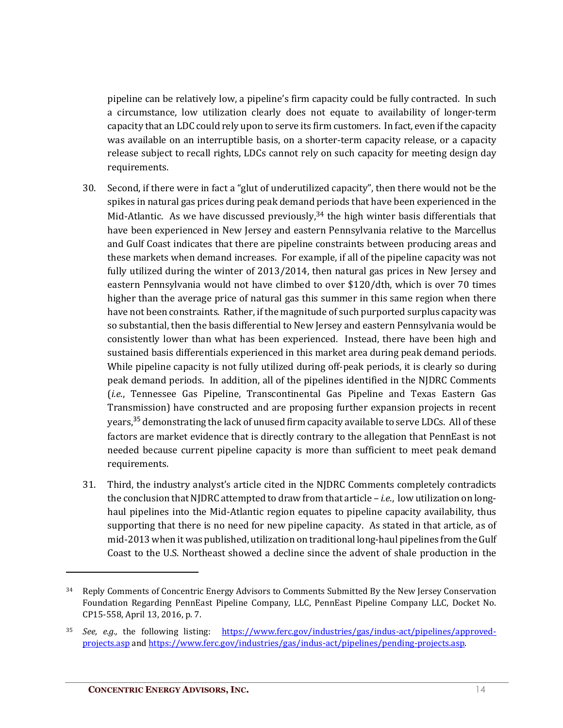pipeline can be relatively low, a pipeline's firm capacity could be fully contracted. In such a circumstance, low utilization clearly does not equate to availability of longer-term capacity that an LDC could rely upon to serve its firm customers. In fact, even if the capacity was available on an interruptible basis, on a shorter-term capacity release, or a capacity release subject to recall rights, LDCs cannot rely on such capacity for meeting design day requirements.

30. Second, if there were in fact a "glut of underutilized capacity", then there would not be the spikes in natural gas prices during peak demand periods that have been experienced in the Mid-Atlantic. As we have discussed previously,[34] the high winter basis differentials that have been experienced in New Jersey and eastern Pennsylvania relative to the Marcellus and Gulf Coast indicates that there are pipeline constraints between producing areas and these markets when demand increases. For example, if all of the pipeline capacity was not fully utilized during the winter of 2013/2014, then natural gas prices in New Jersey and eastern Pennsylvania would not have climbed to over $120/dth, which is over 70 times higher than the average price of natural gas this summer in this same region when there have not been constraints. Rather, if the magnitude of such purported surplus capacity was so substantial, then the basis differential to New Jersey and eastern Pennsylvania would be consistently lower than what has been experienced. Instead, there have been high and sustained basis differentials experienced in this market area during peak demand periods. While pipeline capacity is not fully utilized during off-peak periods, it is clearly so during peak demand periods. In addition, all of the pipelines identified in the NJDRC Comments (*i.e.*, Tennessee Gas Pipeline, Transcontinental Gas Pipeline and Texas Eastern Gas Transmission) have constructed and are proposing further expansion projects in recent years,[35] demonstrating the lack of unused firm capacity available to serve LDCs. All of these factors are market evidence that is directly contrary to the allegation that PennEast is not needed because current pipeline capacity is more than sufficient to meet peak demand requirements.

31. Third, the industry analyst's article cited in the NJDRC Comments completely contradicts the conclusion that NJDRC attempted to draw from that article – *i.e.*, low utilization on long-haul pipelines into the Mid-Atlantic region equates to pipeline capacity availability, thus supporting that there is no need for new pipeline capacity. As stated in that article, as of mid-2013 when it was published, utilization on traditional long-haul pipelines from the Gulf Coast to the U.S. Northeast showed a decline since the advent of shale production in the

---

[34] Reply Comments of Concentric Energy Advisors to Comments Submitted By the New Jersey Conservation Foundation Regarding PennEast Pipeline Company, LLC, PennEast Pipeline Company LLC, Docket No. CP15-558, April 13, 2016, p. 7.

[35] *See, e.g.,* the following listing: https://www.ferc.gov/industries/gas/indus-act/pipelines/approved-projects.asp and https://www.ferc.gov/industries/gas/indus-act/pipelines/pending-projects.asp.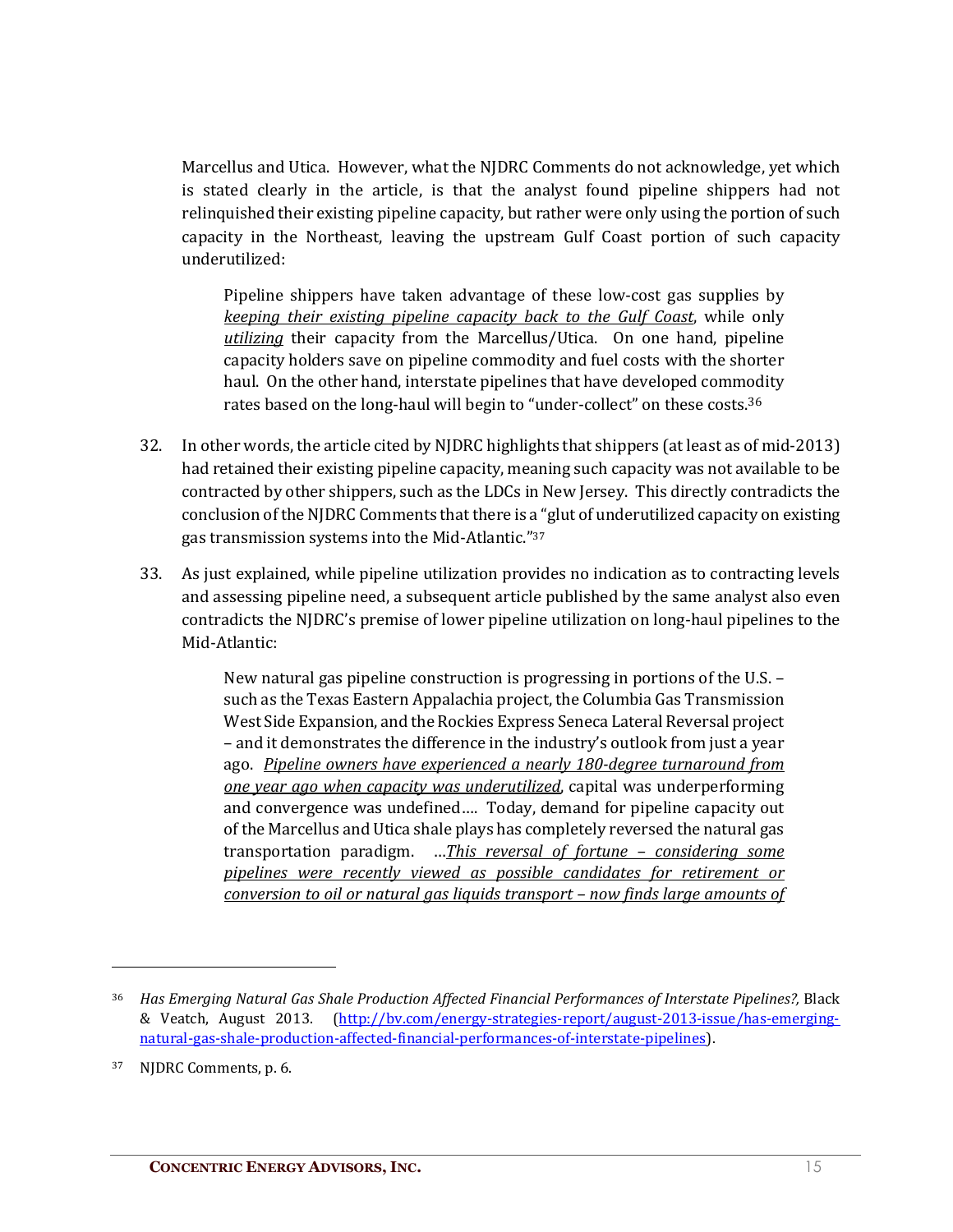Marcellus and Utica. However, what the NJDRC Comments do not acknowledge, yet which is stated clearly in the article, is that the analyst found pipeline shippers had not relinquished their existing pipeline capacity, but rather were only using the portion of such capacity in the Northeast, leaving the upstream Gulf Coast portion of such capacity underutilized:

> Pipeline shippers have taken advantage of these low-cost gas supplies by <u>*keeping their existing pipeline capacity back to the Gulf Coast*</u>, while only <u>*utilizing*</u> their capacity from the Marcellus/Utica. On one hand, pipeline capacity holders save on pipeline commodity and fuel costs with the shorter haul. On the other hand, interstate pipelines that have developed commodity rates based on the long-haul will begin to "under-collect" on these costs.[36]

32. In other words, the article cited by NJDRC highlights that shippers (at least as of mid-2013) had retained their existing pipeline capacity, meaning such capacity was not available to be contracted by other shippers, such as the LDCs in New Jersey. This directly contradicts the conclusion of the NJDRC Comments that there is a "glut of underutilized capacity on existing gas transmission systems into the Mid-Atlantic."[37]

33. As just explained, while pipeline utilization provides no indication as to contracting levels and assessing pipeline need, a subsequent article published by the same analyst also even contradicts the NJDRC's premise of lower pipeline utilization on long-haul pipelines to the Mid-Atlantic:

> New natural gas pipeline construction is progressing in portions of the U.S. – such as the Texas Eastern Appalachia project, the Columbia Gas Transmission West Side Expansion, and the Rockies Express Seneca Lateral Reversal project – and it demonstrates the difference in the industry's outlook from just a year ago. <u>*Pipeline owners have experienced a nearly 180-degree turnaround from one year ago when capacity was underutilized*</u>, capital was underperforming and convergence was undefined…. Today, demand for pipeline capacity out of the Marcellus and Utica shale plays has completely reversed the natural gas transportation paradigm. …<u>*This reversal of fortune – considering some pipelines were recently viewed as possible candidates for retirement or conversion to oil or natural gas liquids transport – now finds large amounts of*</u>

---

[36] *Has Emerging Natural Gas Shale Production Affected Financial Performances of Interstate Pipelines?,* Black & Veatch, August 2013. (http://bv.com/energy-strategies-report/august-2013-issue/has-emerging-natural-gas-shale-production-affected-financial-performances-of-interstate-pipelines).

[37] NJDRC Comments, p. 6.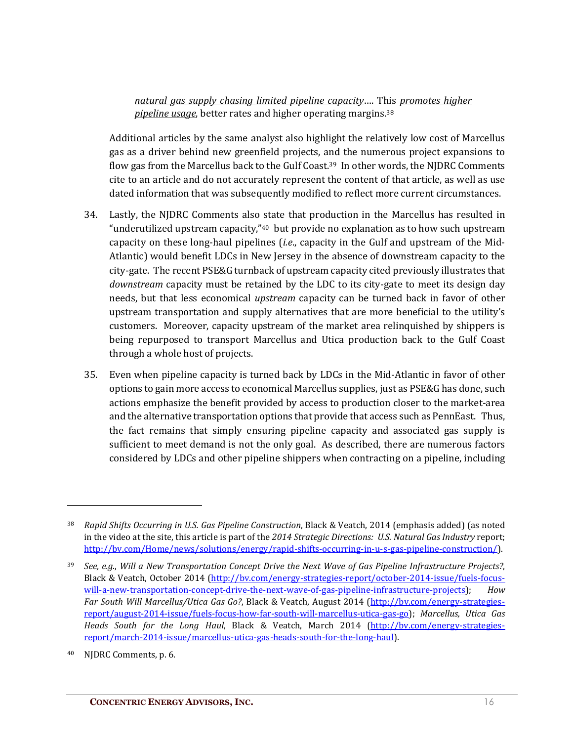> *natural gas supply chasing limited pipeline capacity*…. This *promotes higher pipeline usage*, better rates and higher operating margins.[38]

Additional articles by the same analyst also highlight the relatively low cost of Marcellus gas as a driver behind new greenfield projects, and the numerous project expansions to flow gas from the Marcellus back to the Gulf Coast.[39] In other words, the NJDRC Comments cite to an article and do not accurately represent the content of that article, as well as use dated information that was subsequently modified to reflect more current circumstances.

34. Lastly, the NJDRC Comments also state that production in the Marcellus has resulted in "underutilized upstream capacity,"[40] but provide no explanation as to how such upstream capacity on these long-haul pipelines (*i.e.*, capacity in the Gulf and upstream of the Mid-Atlantic) would benefit LDCs in New Jersey in the absence of downstream capacity to the city-gate. The recent PSE&G turnback of upstream capacity cited previously illustrates that *downstream* capacity must be retained by the LDC to its city-gate to meet its design day needs, but that less economical *upstream* capacity can be turned back in favor of other upstream transportation and supply alternatives that are more beneficial to the utility's customers. Moreover, capacity upstream of the market area relinquished by shippers is being repurposed to transport Marcellus and Utica production back to the Gulf Coast through a whole host of projects.

35. Even when pipeline capacity is turned back by LDCs in the Mid-Atlantic in favor of other options to gain more access to economical Marcellus supplies, just as PSE&G has done, such actions emphasize the benefit provided by access to production closer to the market-area and the alternative transportation options that provide that access such as PennEast. Thus, the fact remains that simply ensuring pipeline capacity and associated gas supply is sufficient to meet demand is not the only goal. As described, there are numerous factors considered by LDCs and other pipeline shippers when contracting on a pipeline, including

---

[38] *Rapid Shifts Occurring in U.S. Gas Pipeline Construction*, Black & Veatch, 2014 (emphasis added) (as noted in the video at the site, this article is part of the *2014 Strategic Directions: U.S. Natural Gas Industry* report; http://bv.com/Home/news/solutions/energy/rapid-shifts-occurring-in-u-s-gas-pipeline-construction/).

[39] *See, e.g.*, *Will a New Transportation Concept Drive the Next Wave of Gas Pipeline Infrastructure Projects?*, Black & Veatch, October 2014 (http://bv.com/energy-strategies-report/october-2014-issue/fuels-focus-will-a-new-transportation-concept-drive-the-next-wave-of-gas-pipeline-infrastructure-projects); *How Far South Will Marcellus/Utica Gas Go?*, Black & Veatch, August 2014 (http://bv.com/energy-strategies-report/august-2014-issue/fuels-focus-how-far-south-will-marcellus-utica-gas-go); *Marcellus, Utica Gas Heads South for the Long Haul*, Black & Veatch, March 2014 (http://bv.com/energy-strategies-report/march-2014-issue/marcellus-utica-gas-heads-south-for-the-long-haul).

[40] NJDRC Comments, p. 6.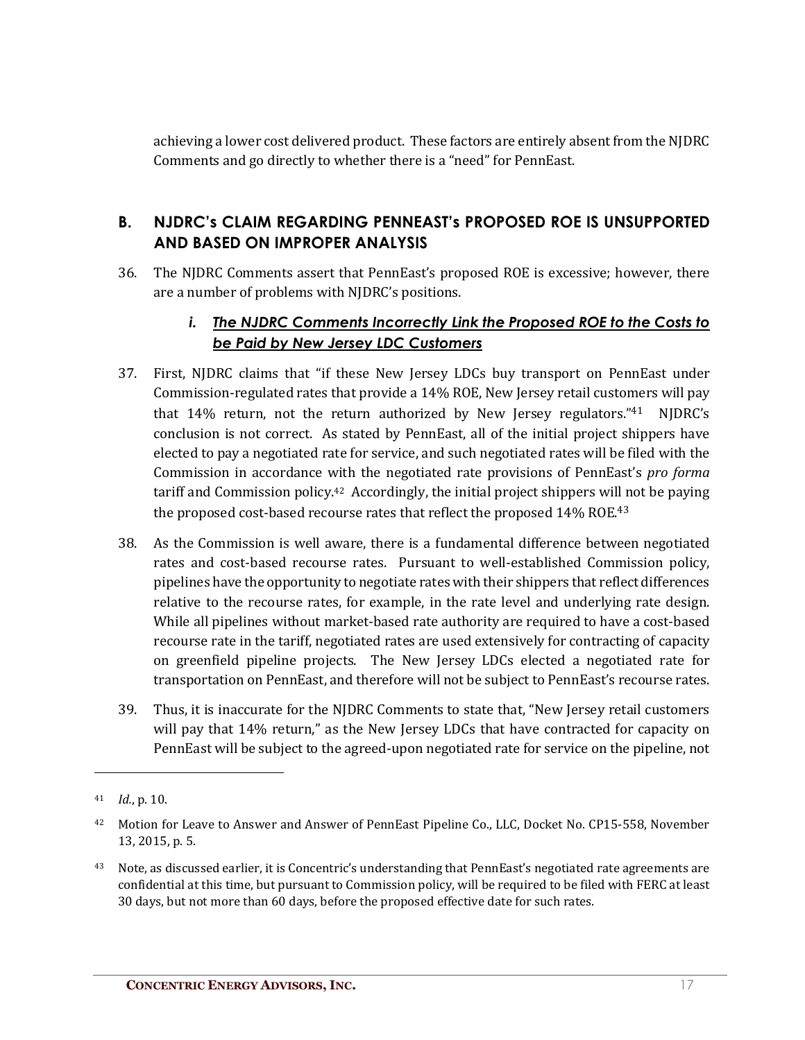achieving a lower cost delivered product. These factors are entirely absent from the NJDRC Comments and go directly to whether there is a "need" for PennEast.

## B. NJDRC's CLAIM REGARDING PENNEAST's PROPOSED ROE IS UNSUPPORTED AND BASED ON IMPROPER ANALYSIS

36. The NJDRC Comments assert that PennEast's proposed ROE is excessive; however, there are a number of problems with NJDRC's positions.

### *i. The NJDRC Comments Incorrectly Link the Proposed ROE to the Costs to be Paid by New Jersey LDC Customers*

37. First, NJDRC claims that "if these New Jersey LDCs buy transport on PennEast under Commission-regulated rates that provide a 14% ROE, New Jersey retail customers will pay that 14% return, not the return authorized by New Jersey regulators."[41] NJDRC's conclusion is not correct. As stated by PennEast, all of the initial project shippers have elected to pay a negotiated rate for service, and such negotiated rates will be filed with the Commission in accordance with the negotiated rate provisions of PennEast's *pro forma* tariff and Commission policy.[42] Accordingly, the initial project shippers will not be paying the proposed cost-based recourse rates that reflect the proposed 14% ROE.[43]

38. As the Commission is well aware, there is a fundamental difference between negotiated rates and cost-based recourse rates. Pursuant to well-established Commission policy, pipelines have the opportunity to negotiate rates with their shippers that reflect differences relative to the recourse rates, for example, in the rate level and underlying rate design. While all pipelines without market-based rate authority are required to have a cost-based recourse rate in the tariff, negotiated rates are used extensively for contracting of capacity on greenfield pipeline projects. The New Jersey LDCs elected a negotiated rate for transportation on PennEast, and therefore will not be subject to PennEast's recourse rates.

39. Thus, it is inaccurate for the NJDRC Comments to state that, "New Jersey retail customers will pay that 14% return," as the New Jersey LDCs that have contracted for capacity on PennEast will be subject to the agreed-upon negotiated rate for service on the pipeline, not

---

[41] *Id.*, p. 10.

[42] Motion for Leave to Answer and Answer of PennEast Pipeline Co., LLC, Docket No. CP15-558, November 13, 2015, p. 5.

[43] Note, as discussed earlier, it is Concentric's understanding that PennEast's negotiated rate agreements are confidential at this time, but pursuant to Commission policy, will be required to be filed with FERC at least 30 days, but not more than 60 days, before the proposed effective date for such rates.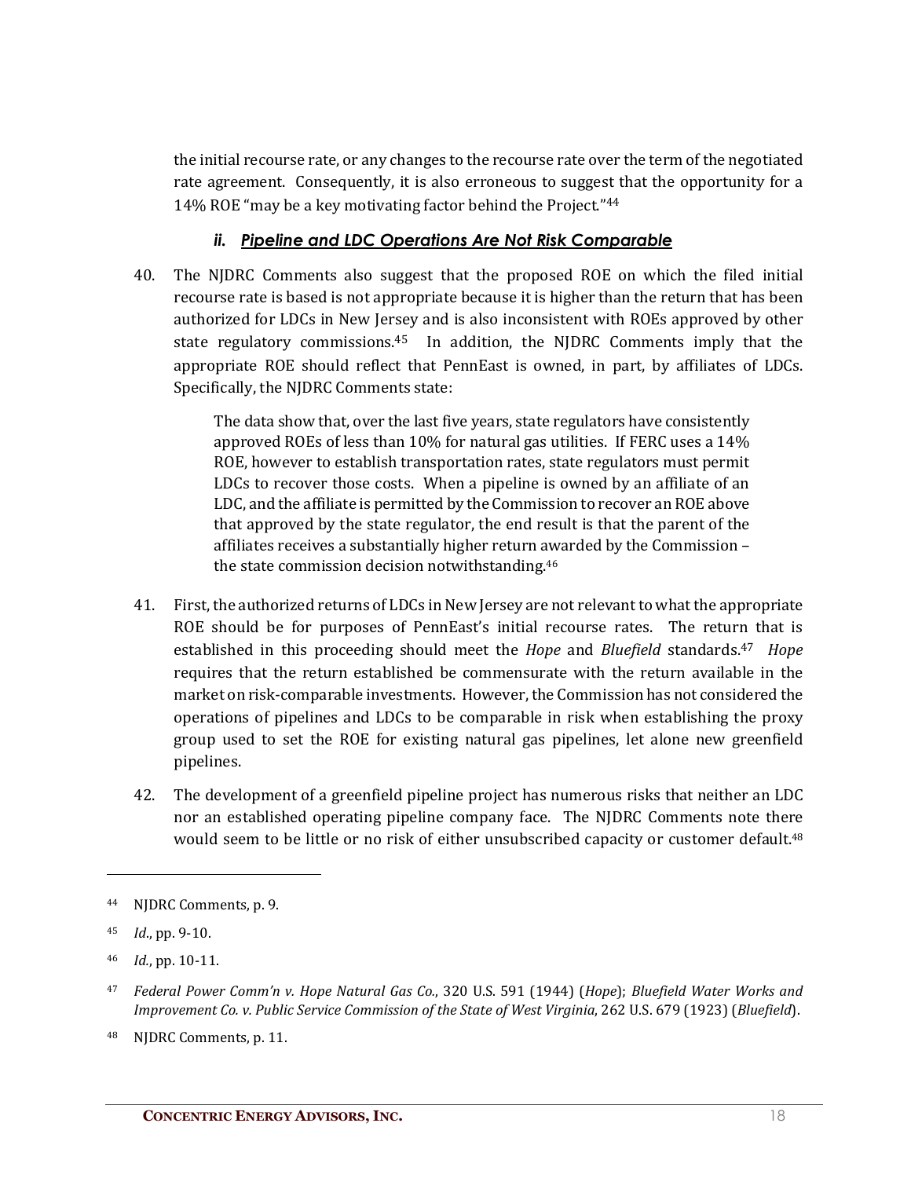the initial recourse rate, or any changes to the recourse rate over the term of the negotiated rate agreement. Consequently, it is also erroneous to suggest that the opportunity for a 14% ROE "may be a key motivating factor behind the Project."[44]

### *ii. Pipeline and LDC Operations Are Not Risk Comparable*

40. The NJDRC Comments also suggest that the proposed ROE on which the filed initial recourse rate is based is not appropriate because it is higher than the return that has been authorized for LDCs in New Jersey and is also inconsistent with ROEs approved by other state regulatory commissions.[45] In addition, the NJDRC Comments imply that the appropriate ROE should reflect that PennEast is owned, in part, by affiliates of LDCs. Specifically, the NJDRC Comments state:

> The data show that, over the last five years, state regulators have consistently approved ROEs of less than 10% for natural gas utilities. If FERC uses a 14% ROE, however to establish transportation rates, state regulators must permit LDCs to recover those costs. When a pipeline is owned by an affiliate of an LDC, and the affiliate is permitted by the Commission to recover an ROE above that approved by the state regulator, the end result is that the parent of the affiliates receives a substantially higher return awarded by the Commission – the state commission decision notwithstanding.[46]

41. First, the authorized returns of LDCs in New Jersey are not relevant to what the appropriate ROE should be for purposes of PennEast's initial recourse rates. The return that is established in this proceeding should meet the *Hope* and *Bluefield* standards.[47] *Hope* requires that the return established be commensurate with the return available in the market on risk-comparable investments. However, the Commission has not considered the operations of pipelines and LDCs to be comparable in risk when establishing the proxy group used to set the ROE for existing natural gas pipelines, let alone new greenfield pipelines.

42. The development of a greenfield pipeline project has numerous risks that neither an LDC nor an established operating pipeline company face. The NJDRC Comments note there would seem to be little or no risk of either unsubscribed capacity or customer default.[48]

---

[44] NJDRC Comments, p. 9.

[45] *Id.*, pp. 9-10.

[46] *Id.*, pp. 10-11.

[47] *Federal Power Comm'n v. Hope Natural Gas Co.*, 320 U.S. 591 (1944) (*Hope*); *Bluefield Water Works and Improvement Co. v. Public Service Commission of the State of West Virginia*, 262 U.S. 679 (1923) (*Bluefield*).

[48] NJDRC Comments, p. 11.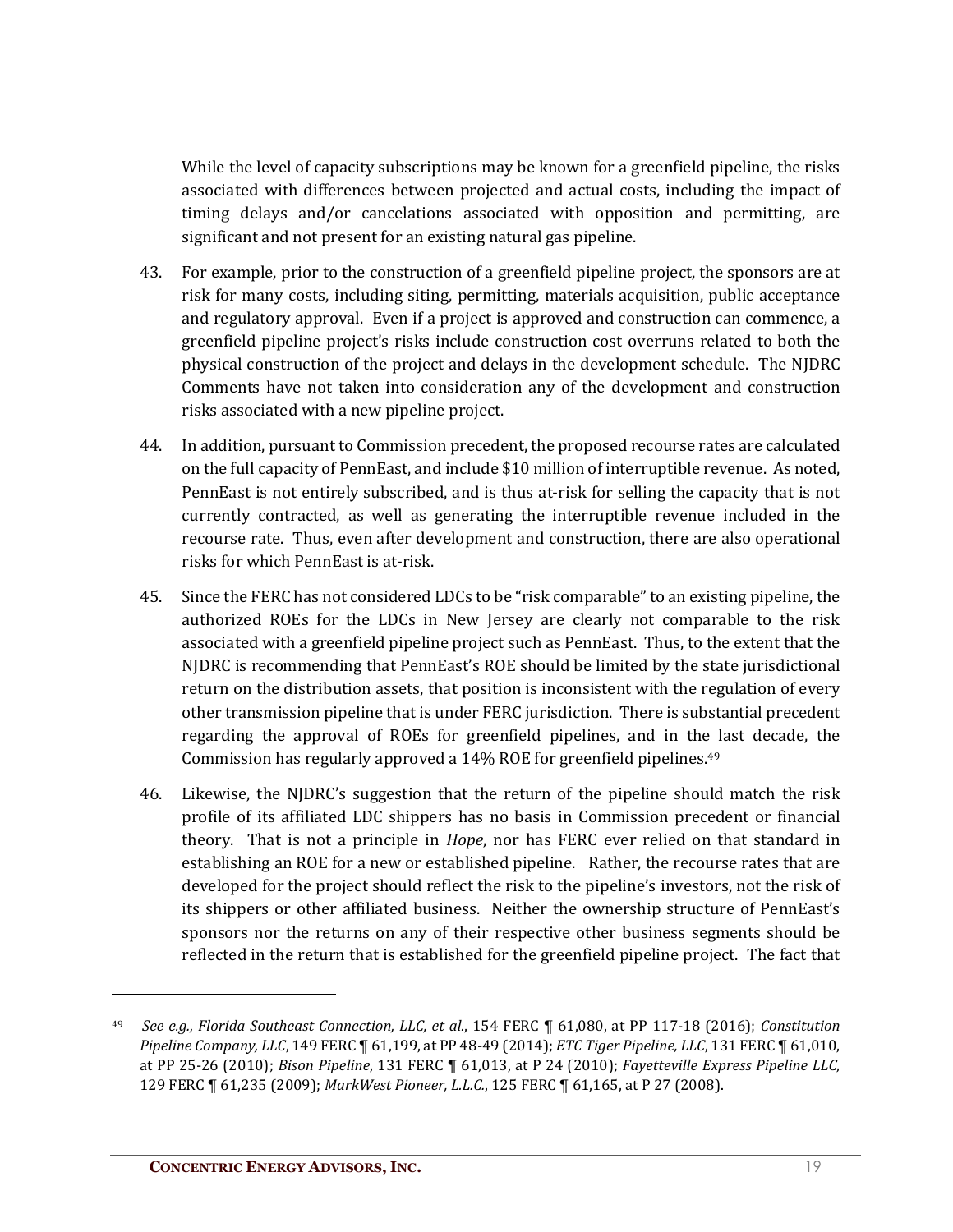While the level of capacity subscriptions may be known for a greenfield pipeline, the risks associated with differences between projected and actual costs, including the impact of timing delays and/or cancelations associated with opposition and permitting, are significant and not present for an existing natural gas pipeline.

43. For example, prior to the construction of a greenfield pipeline project, the sponsors are at risk for many costs, including siting, permitting, materials acquisition, public acceptance and regulatory approval. Even if a project is approved and construction can commence, a greenfield pipeline project's risks include construction cost overruns related to both the physical construction of the project and delays in the development schedule. The NJDRC Comments have not taken into consideration any of the development and construction risks associated with a new pipeline project.

44. In addition, pursuant to Commission precedent, the proposed recourse rates are calculated on the full capacity of PennEast, and include $10 million of interruptible revenue. As noted, PennEast is not entirely subscribed, and is thus at-risk for selling the capacity that is not currently contracted, as well as generating the interruptible revenue included in the recourse rate. Thus, even after development and construction, there are also operational risks for which PennEast is at-risk.

45. Since the FERC has not considered LDCs to be "risk comparable" to an existing pipeline, the authorized ROEs for the LDCs in New Jersey are clearly not comparable to the risk associated with a greenfield pipeline project such as PennEast. Thus, to the extent that the NJDRC is recommending that PennEast's ROE should be limited by the state jurisdictional return on the distribution assets, that position is inconsistent with the regulation of every other transmission pipeline that is under FERC jurisdiction. There is substantial precedent regarding the approval of ROEs for greenfield pipelines, and in the last decade, the Commission has regularly approved a 14% ROE for greenfield pipelines.[49]

46. Likewise, the NJDRC's suggestion that the return of the pipeline should match the risk profile of its affiliated LDC shippers has no basis in Commission precedent or financial theory. That is not a principle in *Hope*, nor has FERC ever relied on that standard in establishing an ROE for a new or established pipeline. Rather, the recourse rates that are developed for the project should reflect the risk to the pipeline's investors, not the risk of its shippers or other affiliated business. Neither the ownership structure of PennEast's sponsors nor the returns on any of their respective other business segments should be reflected in the return that is established for the greenfield pipeline project. The fact that

---

[49] *See e.g., Florida Southeast Connection, LLC, et al.*, 154 FERC ¶ 61,080, at PP 117-18 (2016); *Constitution Pipeline Company, LLC*, 149 FERC ¶ 61,199, at PP 48-49 (2014); *ETC Tiger Pipeline, LLC*, 131 FERC ¶ 61,010, at PP 25-26 (2010); *Bison Pipeline*, 131 FERC ¶ 61,013, at P 24 (2010); *Fayetteville Express Pipeline LLC*, 129 FERC ¶ 61,235 (2009); *MarkWest Pioneer, L.L.C.*, 125 FERC ¶ 61,165, at P 27 (2008).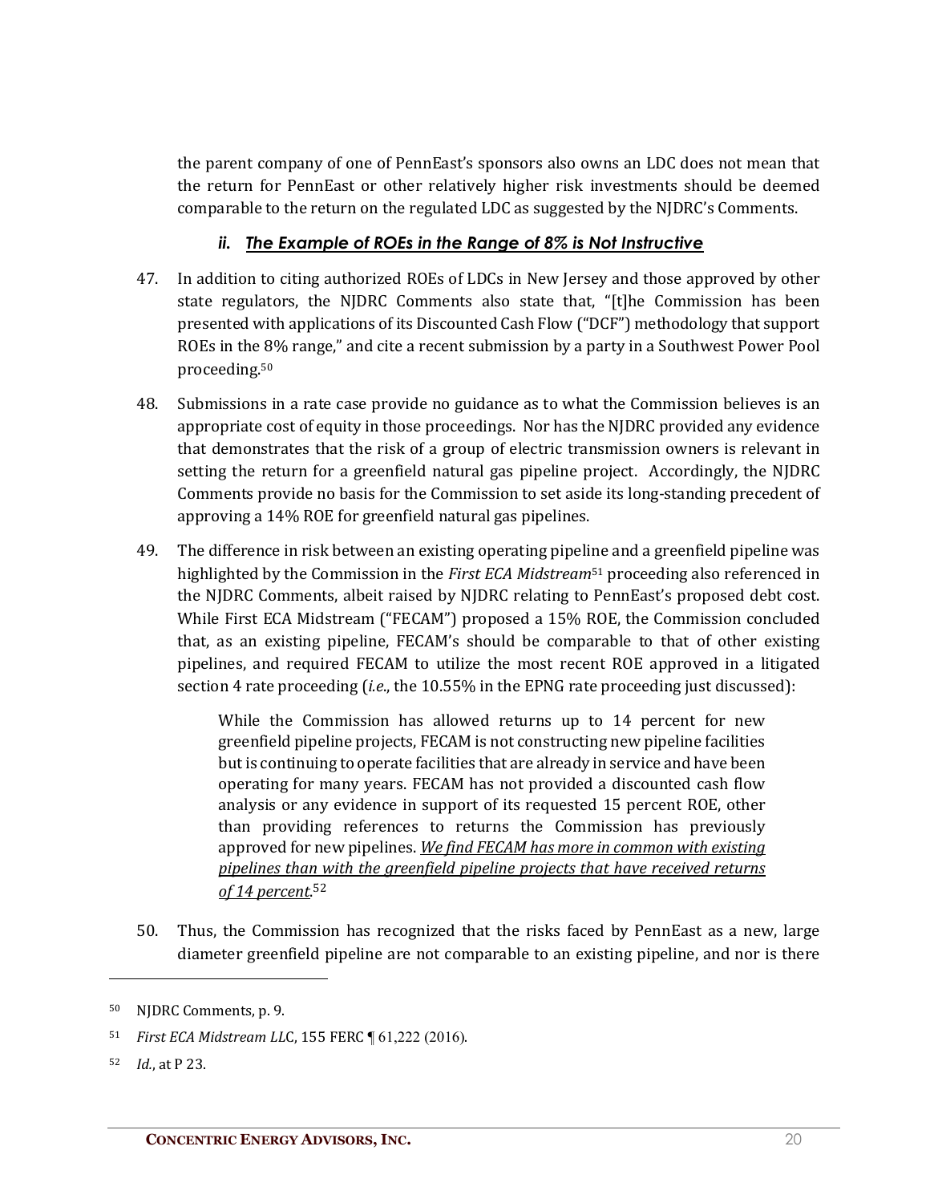the parent company of one of PennEast's sponsors also owns an LDC does not mean that the return for PennEast or other relatively higher risk investments should be deemed comparable to the return on the regulated LDC as suggested by the NJDRC's Comments.

#### *ii. The Example of ROEs in the Range of 8% is Not Instructive*

47. In addition to citing authorized ROEs of LDCs in New Jersey and those approved by other state regulators, the NJDRC Comments also state that, "[t]he Commission has been presented with applications of its Discounted Cash Flow ("DCF") methodology that support ROEs in the 8% range," and cite a recent submission by a party in a Southwest Power Pool proceeding.[50]

48. Submissions in a rate case provide no guidance as to what the Commission believes is an appropriate cost of equity in those proceedings. Nor has the NJDRC provided any evidence that demonstrates that the risk of a group of electric transmission owners is relevant in setting the return for a greenfield natural gas pipeline project. Accordingly, the NJDRC Comments provide no basis for the Commission to set aside its long-standing precedent of approving a 14% ROE for greenfield natural gas pipelines.

49. The difference in risk between an existing operating pipeline and a greenfield pipeline was highlighted by the Commission in the *First ECA Midstream*[51] proceeding also referenced in the NJDRC Comments, albeit raised by NJDRC relating to PennEast's proposed debt cost. While First ECA Midstream ("FECAM") proposed a 15% ROE, the Commission concluded that, as an existing pipeline, FECAM's should be comparable to that of other existing pipelines, and required FECAM to utilize the most recent ROE approved in a litigated section 4 rate proceeding (*i.e.*, the 10.55% in the EPNG rate proceeding just discussed):

> While the Commission has allowed returns up to 14 percent for new greenfield pipeline projects, FECAM is not constructing new pipeline facilities but is continuing to operate facilities that are already in service and have been operating for many years. FECAM has not provided a discounted cash flow analysis or any evidence in support of its requested 15 percent ROE, other than providing references to returns the Commission has previously approved for new pipelines. *We find FECAM has more in common with existing pipelines than with the greenfield pipeline projects that have received returns of 14 percent*.[52]

50. Thus, the Commission has recognized that the risks faced by PennEast as a new, large diameter greenfield pipeline are not comparable to an existing pipeline, and nor is there

---

[50] NJDRC Comments, p. 9.

[51] *First ECA Midstream LLC*, 155 FERC ¶ 61,222 (2016).

[52] *Id.*, at P 23.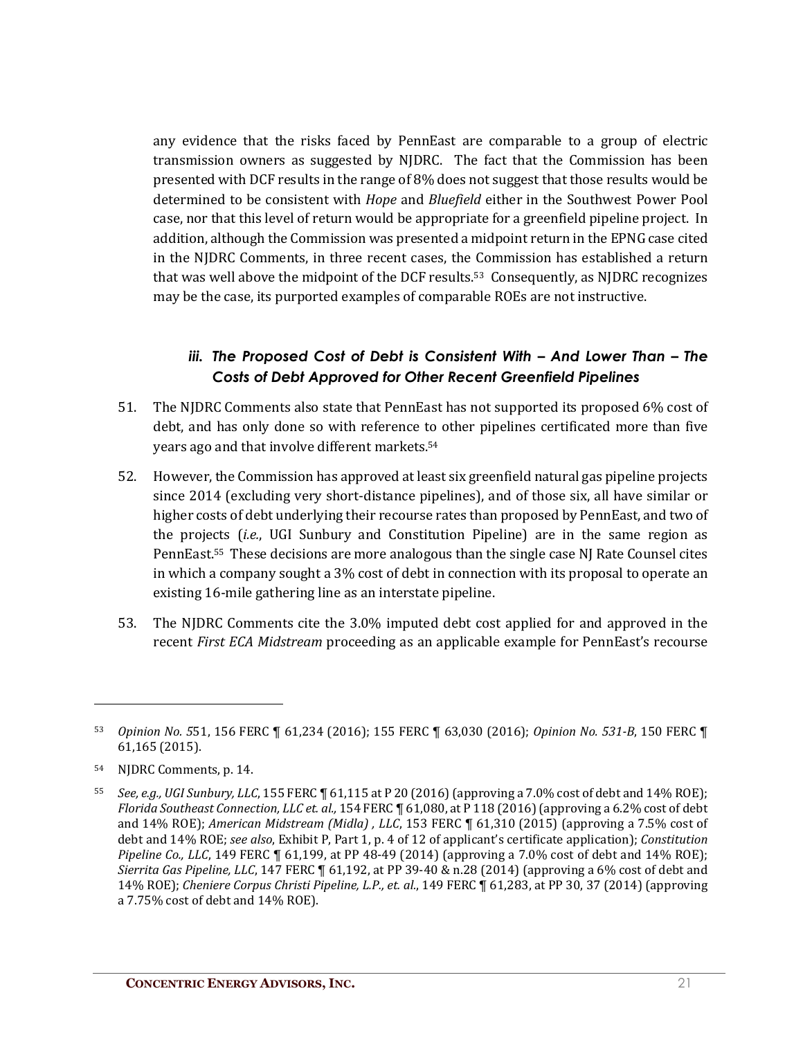any evidence that the risks faced by PennEast are comparable to a group of electric transmission owners as suggested by NJDRC. The fact that the Commission has been presented with DCF results in the range of 8% does not suggest that those results would be determined to be consistent with *Hope* and *Bluefield* either in the Southwest Power Pool case, nor that this level of return would be appropriate for a greenfield pipeline project. In addition, although the Commission was presented a midpoint return in the EPNG case cited in the NJDRC Comments, in three recent cases, the Commission has established a return that was well above the midpoint of the DCF results.[53] Consequently, as NJDRC recognizes may be the case, its purported examples of comparable ROEs are not instructive.

### *iii. The Proposed Cost of Debt is Consistent With – And Lower Than – The Costs of Debt Approved for Other Recent Greenfield Pipelines*

51. The NJDRC Comments also state that PennEast has not supported its proposed 6% cost of debt, and has only done so with reference to other pipelines certificated more than five years ago and that involve different markets.[54]

52. However, the Commission has approved at least six greenfield natural gas pipeline projects since 2014 (excluding very short-distance pipelines), and of those six, all have similar or higher costs of debt underlying their recourse rates than proposed by PennEast, and two of the projects (*i.e.*, UGI Sunbury and Constitution Pipeline) are in the same region as PennEast.[55] These decisions are more analogous than the single case NJ Rate Counsel cites in which a company sought a 3% cost of debt in connection with its proposal to operate an existing 16-mile gathering line as an interstate pipeline.

53. The NJDRC Comments cite the 3.0% imputed debt cost applied for and approved in the recent *First ECA Midstream* proceeding as an applicable example for PennEast's recourse

---

[53] *Opinion No. 5*51, 156 FERC ¶ 61,234 (2016); 155 FERC ¶ 63,030 (2016); *Opinion No. 531-B*, 150 FERC ¶ 61,165 (2015).

[54] NJDRC Comments, p. 14.

[55] *See, e.g., UGI Sunbury, LLC*, 155 FERC ¶ 61,115 at P 20 (2016) (approving a 7.0% cost of debt and 14% ROE); *Florida Southeast Connection, LLC et. al.,* 154 FERC ¶ 61,080, at P 118 (2016) (approving a 6.2% cost of debt and 14% ROE); *American Midstream (Midla) , LLC*, 153 FERC ¶ 61,310 (2015) (approving a 7.5% cost of debt and 14% ROE; *see also*, Exhibit P, Part 1, p. 4 of 12 of applicant's certificate application); *Constitution Pipeline Co., LLC*, 149 FERC ¶ 61,199, at PP 48-49 (2014) (approving a 7.0% cost of debt and 14% ROE); *Sierrita Gas Pipeline, LLC*, 147 FERC ¶ 61,192, at PP 39-40 & n.28 (2014) (approving a 6% cost of debt and 14% ROE); *Cheniere Corpus Christi Pipeline, L.P., et. al.*, 149 FERC ¶ 61,283, at PP 30, 37 (2014) (approving a 7.75% cost of debt and 14% ROE).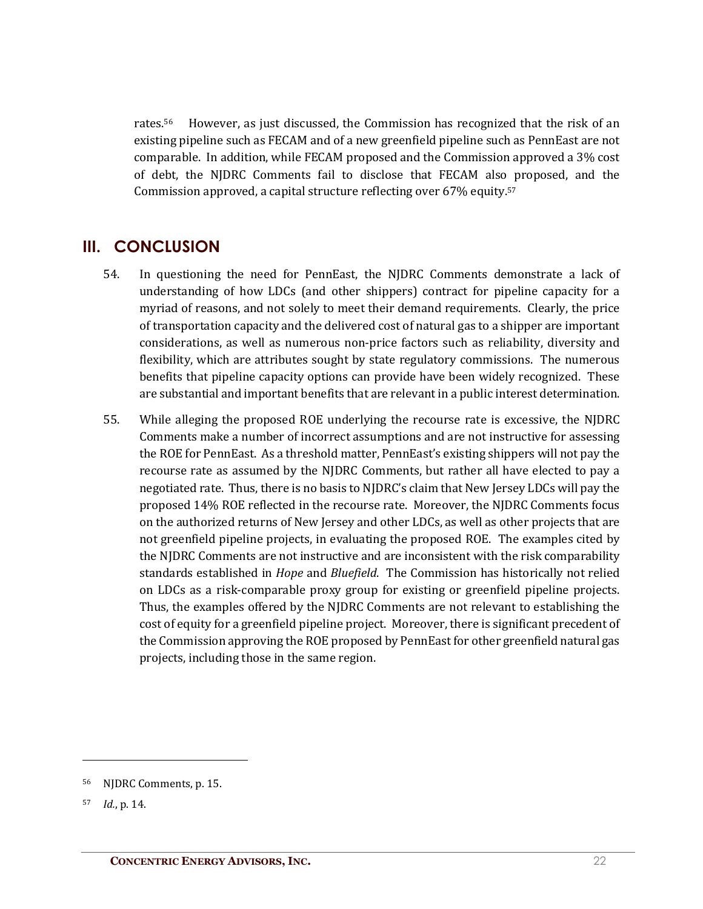rates.[56] However, as just discussed, the Commission has recognized that the risk of an existing pipeline such as FECAM and of a new greenfield pipeline such as PennEast are not comparable. In addition, while FECAM proposed and the Commission approved a 3% cost of debt, the NJDRC Comments fail to disclose that FECAM also proposed, and the Commission approved, a capital structure reflecting over 67% equity.[57]

## III. CONCLUSION

54. In questioning the need for PennEast, the NJDRC Comments demonstrate a lack of understanding of how LDCs (and other shippers) contract for pipeline capacity for a myriad of reasons, and not solely to meet their demand requirements. Clearly, the price of transportation capacity and the delivered cost of natural gas to a shipper are important considerations, as well as numerous non-price factors such as reliability, diversity and flexibility, which are attributes sought by state regulatory commissions. The numerous benefits that pipeline capacity options can provide have been widely recognized. These are substantial and important benefits that are relevant in a public interest determination.

55. While alleging the proposed ROE underlying the recourse rate is excessive, the NJDRC Comments make a number of incorrect assumptions and are not instructive for assessing the ROE for PennEast. As a threshold matter, PennEast's existing shippers will not pay the recourse rate as assumed by the NJDRC Comments, but rather all have elected to pay a negotiated rate. Thus, there is no basis to NJDRC's claim that New Jersey LDCs will pay the proposed 14% ROE reflected in the recourse rate. Moreover, the NJDRC Comments focus on the authorized returns of New Jersey and other LDCs, as well as other projects that are not greenfield pipeline projects, in evaluating the proposed ROE. The examples cited by the NJDRC Comments are not instructive and are inconsistent with the risk comparability standards established in *Hope* and *Bluefield*. The Commission has historically not relied on LDCs as a risk-comparable proxy group for existing or greenfield pipeline projects. Thus, the examples offered by the NJDRC Comments are not relevant to establishing the cost of equity for a greenfield pipeline project. Moreover, there is significant precedent of the Commission approving the ROE proposed by PennEast for other greenfield natural gas projects, including those in the same region.

---

[56] NJDRC Comments, p. 15.

[57] *Id.*, p. 14.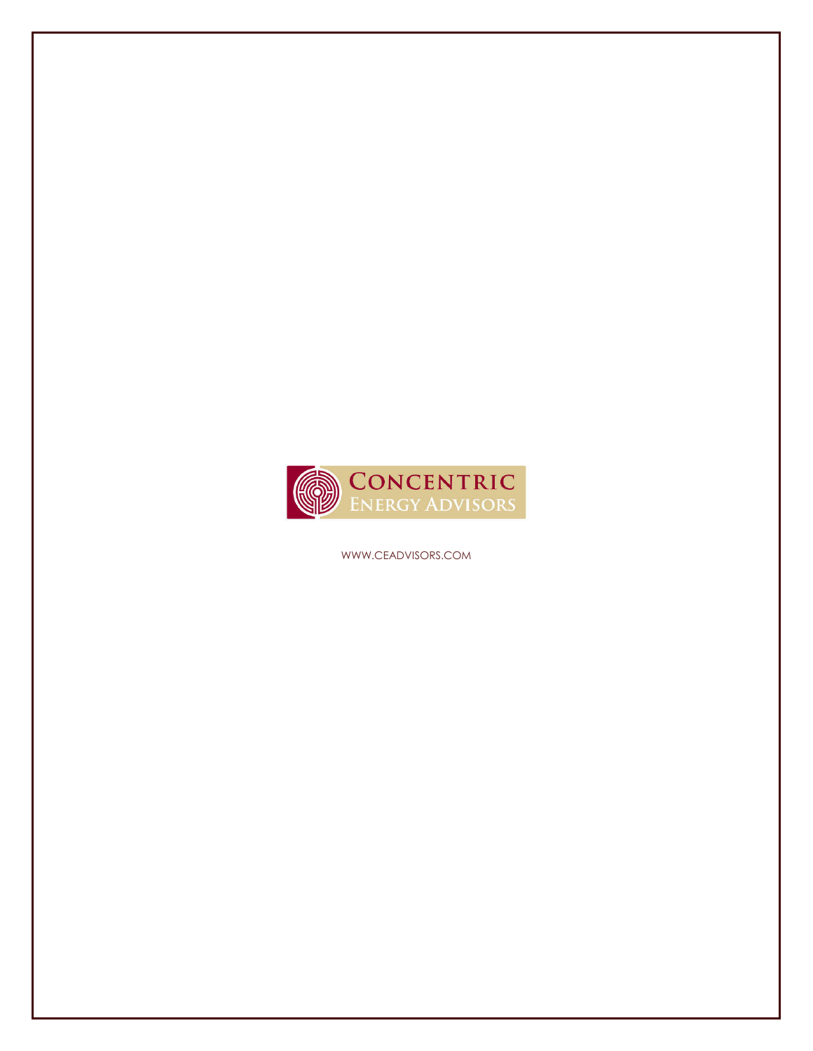CONCENTRIC
ENERGY ADVISORS

WWW.CEADVISORS.COM